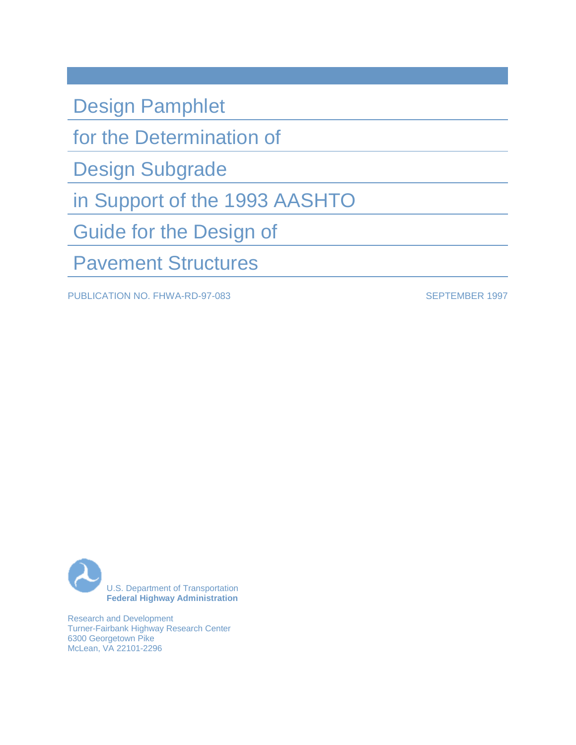# Design Pamphlet for the Determination of Design Subgrade in Support of the 1993 AASHTO Guide for the Design of Pavement Structures

PUBLICATION NO. FHWA-RD-97-083

SEPTEMBER 1997

U.S. Department of Transportation
**Federal Highway Administration**

Research and Development
Turner-Fairbank Highway Research Center
6300 Georgetown Pike
McLean, VA 22101-2296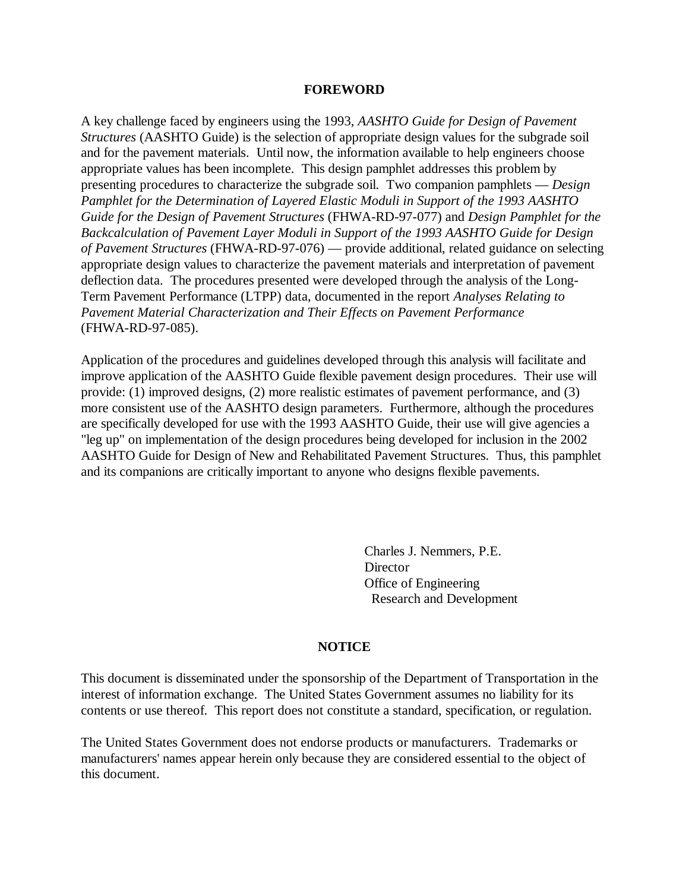## FOREWORD

A key challenge faced by engineers using the 1993, *AASHTO Guide for Design of Pavement Structures* (AASHTO Guide) is the selection of appropriate design values for the subgrade soil and for the pavement materials. Until now, the information available to help engineers choose appropriate values has been incomplete. This design pamphlet addresses this problem by presenting procedures to characterize the subgrade soil. Two companion pamphlets — *Design Pamphlet for the Determination of Layered Elastic Moduli in Support of the 1993 AASHTO Guide for the Design of Pavement Structures* (FHWA-RD-97-077) and *Design Pamphlet for the Backcalculation of Pavement Layer Moduli in Support of the 1993 AASHTO Guide for Design of Pavement Structures* (FHWA-RD-97-076) — provide additional, related guidance on selecting appropriate design values to characterize the pavement materials and interpretation of pavement deflection data. The procedures presented were developed through the analysis of the Long-Term Pavement Performance (LTPP) data, documented in the report *Analyses Relating to Pavement Material Characterization and Their Effects on Pavement Performance* (FHWA-RD-97-085).

Application of the procedures and guidelines developed through this analysis will facilitate and improve application of the AASHTO Guide flexible pavement design procedures. Their use will provide: (1) improved designs, (2) more realistic estimates of pavement performance, and (3) more consistent use of the AASHTO design parameters. Furthermore, although the procedures are specifically developed for use with the 1993 AASHTO Guide, their use will give agencies a "leg up" on implementation of the design procedures being developed for inclusion in the 2002 AASHTO Guide for Design of New and Rehabilitated Pavement Structures. Thus, this pamphlet and its companions are critically important to anyone who designs flexible pavements.

Charles J. Nemmers, P.E.
Director
Office of Engineering
Research and Development

## NOTICE

This document is disseminated under the sponsorship of the Department of Transportation in the interest of information exchange. The United States Government assumes no liability for its contents or use thereof. This report does not constitute a standard, specification, or regulation.

The United States Government does not endorse products or manufacturers. Trademarks or manufacturers' names appear herein only because they are considered essential to the object of this document.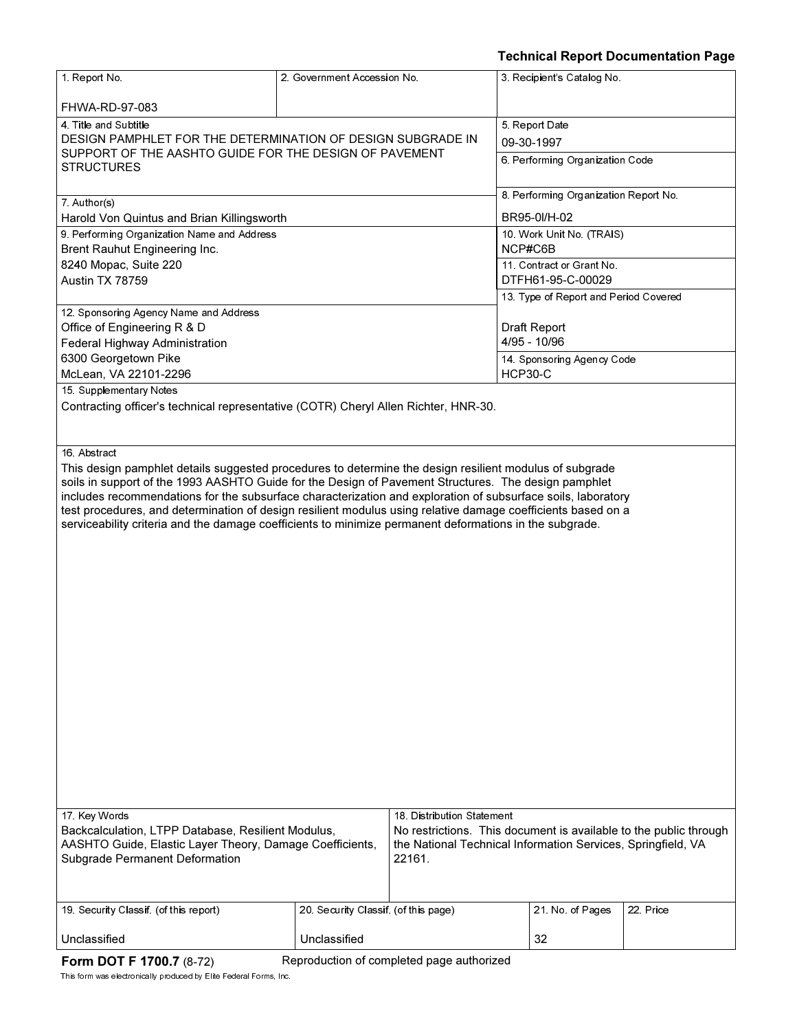**Technical Report Documentation Page**

| 1. Report No. | 2. Government Accession No. | 3. Recipient's Catalog No. |
|---|---|---|
| FHWA-RD-97-083 | | |

| 4. Title and Subtitle | 5. Report Date |
|---|---|
| DESIGN PAMPHLET FOR THE DETERMINATION OF DESIGN SUBGRADE IN SUPPORT OF THE AASHTO GUIDE FOR THE DESIGN OF PAVEMENT STRUCTURES | 09-30-1997 |
| | 6. Performing Organization Code |
| 7. Author(s) | 8. Performing Organization Report No. |
| Harold Von Quintus and Brian Killingsworth | BR95-0I/H-02 |
| 9. Performing Organization Name and Address | 10. Work Unit No. (TRAIS) |
| Brent Rauhut Engineering Inc. | NCP#C6B |
| 8240 Mopac, Suite 220 | 11. Contract or Grant No. |
| Austin TX 78759 | DTFH61-95-C-00029 |
| 12. Sponsoring Agency Name and Address | 13. Type of Report and Period Covered |
| Office of Engineering R & D<br>Federal Highway Administration<br>6300 Georgetown Pike<br>McLean, VA 22101-2296 | Draft Report<br>4/95 - 10/96 |
| | 14. Sponsoring Agency Code |
| | HCP30-C |

15. Supplementary Notes

Contracting officer's technical representative (COTR) Cheryl Allen Richter, HNR-30.

16. Abstract

This design pamphlet details suggested procedures to determine the design resilient modulus of subgrade soils in support of the 1993 AASHTO Guide for the Design of Pavement Structures. The design pamphlet includes recommendations for the subsurface characterization and exploration of subsurface soils, laboratory test procedures, and determination of design resilient modulus using relative damage coefficients based on a serviceability criteria and the damage coefficients to minimize permanent deformations in the subgrade.

| 17. Key Words | 18. Distribution Statement |
|---|---|
| Backcalculation, LTPP Database, Resilient Modulus, AASHTO Guide, Elastic Layer Theory, Damage Coefficients, Subgrade Permanent Deformation | No restrictions. This document is available to the public through the National Technical Information Services, Springfield, VA 22161. |

| 19. Security Classif. (of this report) | 20. Security Classif. (of this page) | 21. No. of Pages | 22. Price |
|---|---|---|---|
| Unclassified | Unclassified | 32 | |

**Form DOT F 1700.7** (8-72) Reproduction of completed page authorized

This form was electronically produced by Elite Federal Forms, Inc.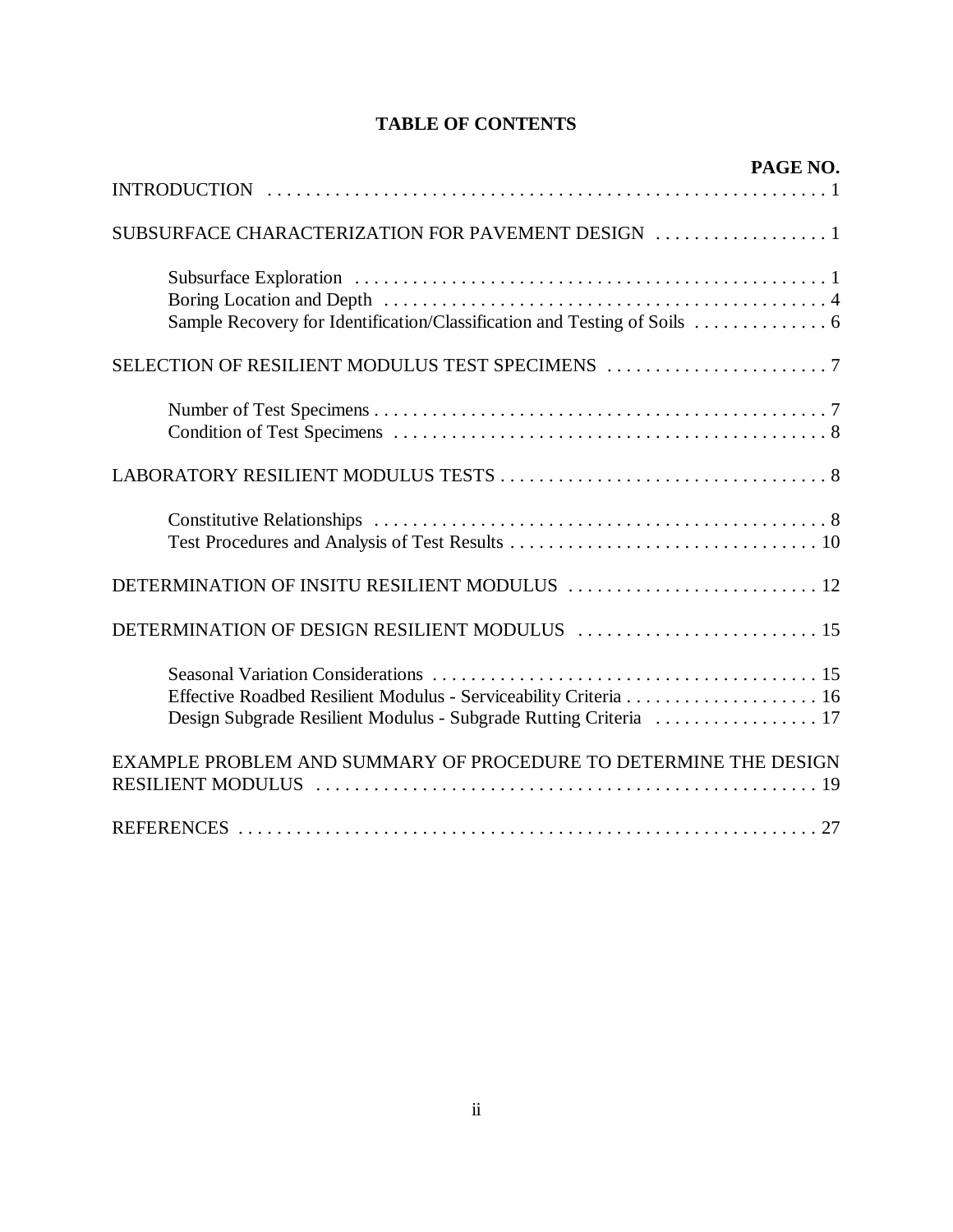# TABLE OF CONTENTS

| | PAGE NO. |
|---|---|
| INTRODUCTION | 1 |
| SUBSURFACE CHARACTERIZATION FOR PAVEMENT DESIGN | 1 |
| Subsurface Exploration | 1 |
| Boring Location and Depth | 4 |
| Sample Recovery for Identification/Classification and Testing of Soils | 6 |
| SELECTION OF RESILIENT MODULUS TEST SPECIMENS | 7 |
| Number of Test Specimens | 7 |
| Condition of Test Specimens | 8 |
| LABORATORY RESILIENT MODULUS TESTS | 8 |
| Constitutive Relationships | 8 |
| Test Procedures and Analysis of Test Results | 10 |
| DETERMINATION OF INSITU RESILIENT MODULUS | 12 |
| DETERMINATION OF DESIGN RESILIENT MODULUS | 15 |
| Seasonal Variation Considerations | 15 |
| Effective Roadbed Resilient Modulus - Serviceability Criteria | 16 |
| Design Subgrade Resilient Modulus - Subgrade Rutting Criteria | 17 |
| EXAMPLE PROBLEM AND SUMMARY OF PROCEDURE TO DETERMINE THE DESIGN RESILIENT MODULUS | 19 |
| REFERENCES | 27 |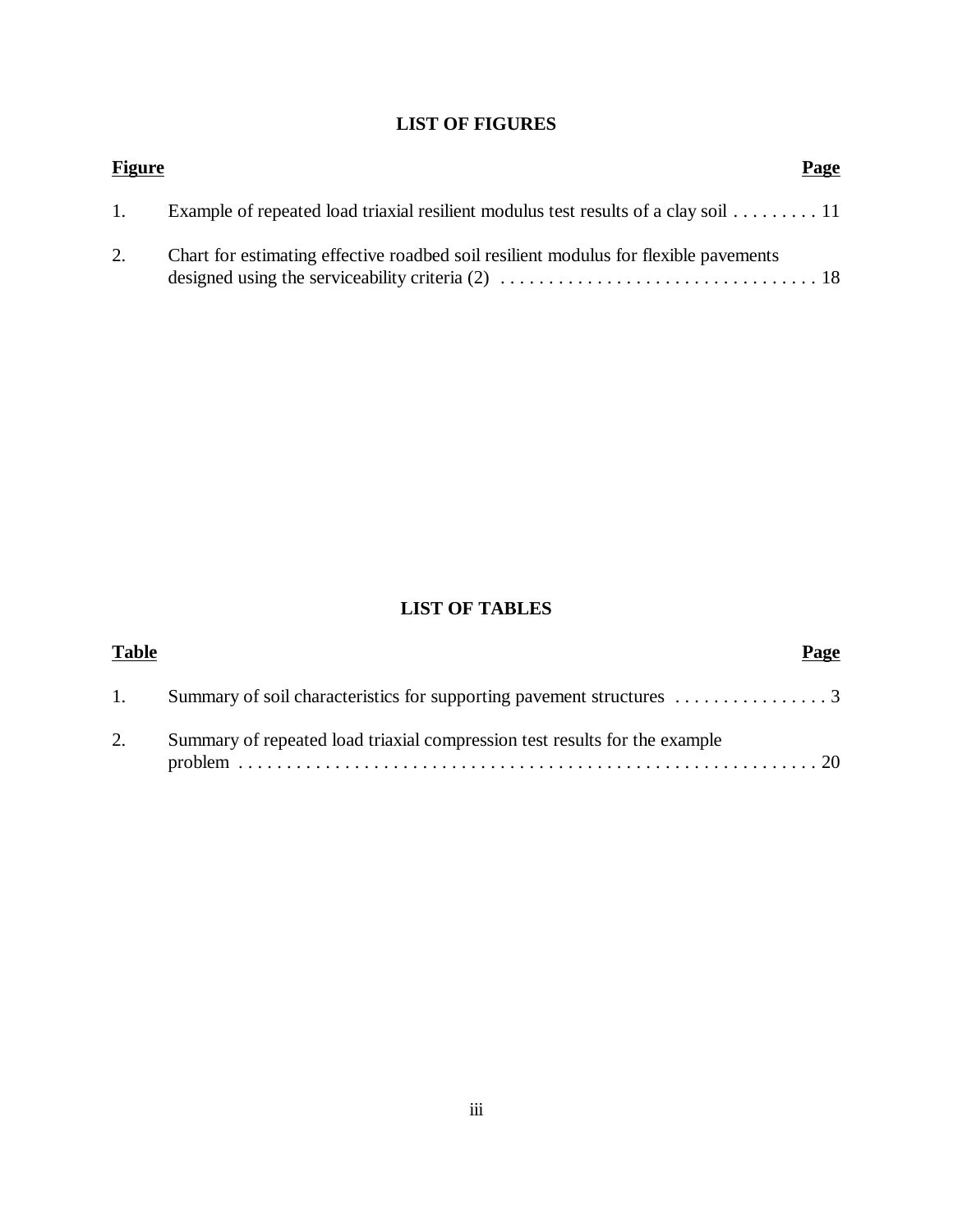## LIST OF FIGURES

| Figure | | Page |
|---|---|---|
| 1. | Example of repeated load triaxial resilient modulus test results of a clay soil | 11 |
| 2. | Chart for estimating effective roadbed soil resilient modulus for flexible pavements designed using the serviceability criteria (2) | 18 |

## LIST OF TABLES

| Table | | Page |
|---|---|---|
| 1. | Summary of soil characteristics for supporting pavement structures | 3 |
| 2. | Summary of repeated load triaxial compression test results for the example problem | 20 |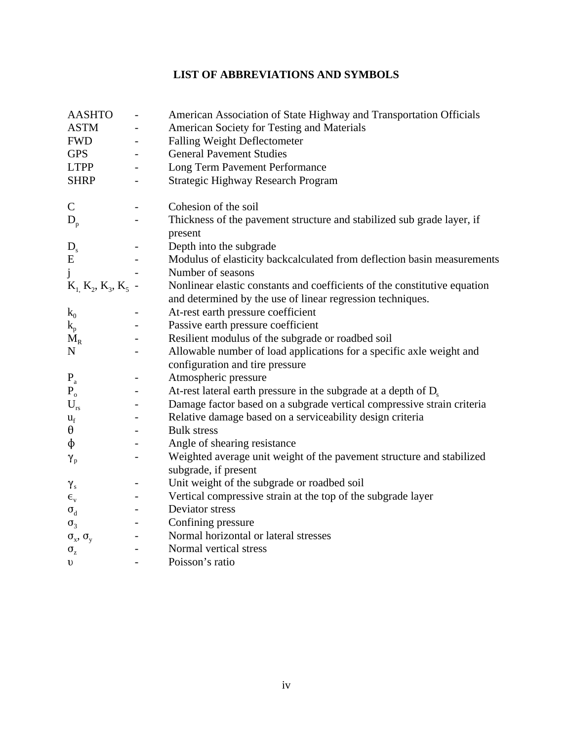# LIST OF ABBREVIATIONS AND SYMBOLS

| | | |
|---|---|---|
| AASHTO | - | American Association of State Highway and Transportation Officials |
| ASTM | - | American Society for Testing and Materials |
| FWD | - | Falling Weight Deflectometer |
| GPS | - | General Pavement Studies |
| LTPP | - | Long Term Pavement Performance |
| SHRP | - | Strategic Highway Research Program |
| | | |
| C | - | Cohesion of the soil |
| $D_p$ | - | Thickness of the pavement structure and stabilized sub grade layer, if present |
| $D_s$ | - | Depth into the subgrade |
| E | - | Modulus of elasticity backcalculated from deflection basin measurements |
| j | - | Number of seasons |
| $K_1$, $K_2$, $K_3$, $K_5$ | - | Nonlinear elastic constants and coefficients of the constitutive equation and determined by the use of linear regression techniques. |
| $k_0$ | - | At-rest earth pressure coefficient |
| $k_p$ | - | Passive earth pressure coefficient |
| $M_R$ | - | Resilient modulus of the subgrade or roadbed soil |
| N | - | Allowable number of load applications for a specific axle weight and configuration and tire pressure |
| $P_a$ | - | Atmospheric pressure |
| $P_o$ | - | At-rest lateral earth pressure in the subgrade at a depth of $D_s$ |
| $U_{rs}$ | - | Damage factor based on a subgrade vertical compressive strain criteria |
| $u_f$ | - | Relative damage based on a serviceability design criteria |
| $\theta$ | - | Bulk stress |
| $\phi$ | - | Angle of shearing resistance |
| $\gamma_p$ | - | Weighted average unit weight of the pavement structure and stabilized subgrade, if present |
| $\gamma_s$ | - | Unit weight of the subgrade or roadbed soil |
| $\epsilon_v$ | - | Vertical compressive strain at the top of the subgrade layer |
| $\sigma_d$ | - | Deviator stress |
| $\sigma_3$ | - | Confining pressure |
| $\sigma_x$, $\sigma_y$ | - | Normal horizontal or lateral stresses |
| $\sigma_z$ | - | Normal vertical stress |
| $\upsilon$ | - | Poisson's ratio |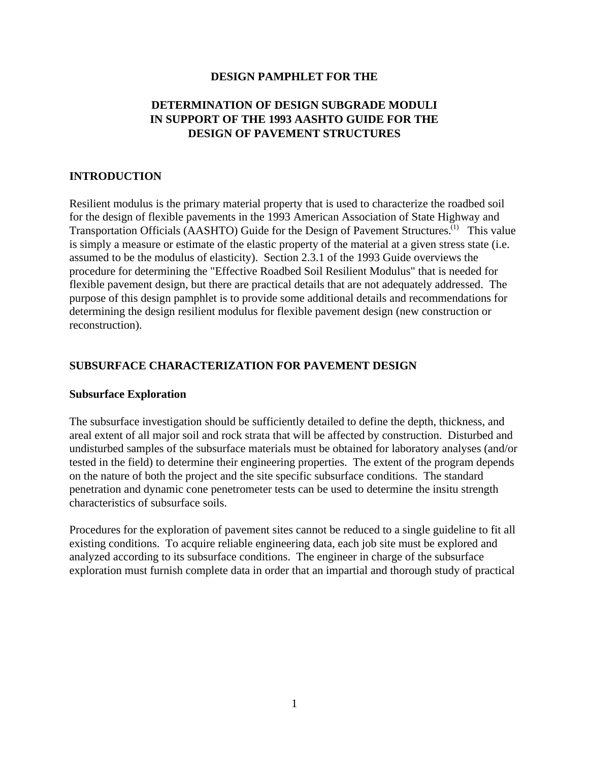# DESIGN PAMPHLET FOR THE

# DETERMINATION OF DESIGN SUBGRADE MODULI IN SUPPORT OF THE 1993 AASHTO GUIDE FOR THE DESIGN OF PAVEMENT STRUCTURES

## INTRODUCTION

Resilient modulus is the primary material property that is used to characterize the roadbed soil for the design of flexible pavements in the 1993 American Association of State Highway and Transportation Officials (AASHTO) Guide for the Design of Pavement Structures.[1] This value is simply a measure or estimate of the elastic property of the material at a given stress state (i.e. assumed to be the modulus of elasticity). Section 2.3.1 of the 1993 Guide overviews the procedure for determining the "Effective Roadbed Soil Resilient Modulus" that is needed for flexible pavement design, but there are practical details that are not adequately addressed. The purpose of this design pamphlet is to provide some additional details and recommendations for determining the design resilient modulus for flexible pavement design (new construction or reconstruction).

## SUBSURFACE CHARACTERIZATION FOR PAVEMENT DESIGN

### Subsurface Exploration

The subsurface investigation should be sufficiently detailed to define the depth, thickness, and areal extent of all major soil and rock strata that will be affected by construction. Disturbed and undisturbed samples of the subsurface materials must be obtained for laboratory analyses (and/or tested in the field) to determine their engineering properties. The extent of the program depends on the nature of both the project and the site specific subsurface conditions. The standard penetration and dynamic cone penetrometer tests can be used to determine the insitu strength characteristics of subsurface soils.

Procedures for the exploration of pavement sites cannot be reduced to a single guideline to fit all existing conditions. To acquire reliable engineering data, each job site must be explored and analyzed according to its subsurface conditions. The engineer in charge of the subsurface exploration must furnish complete data in order that an impartial and thorough study of practical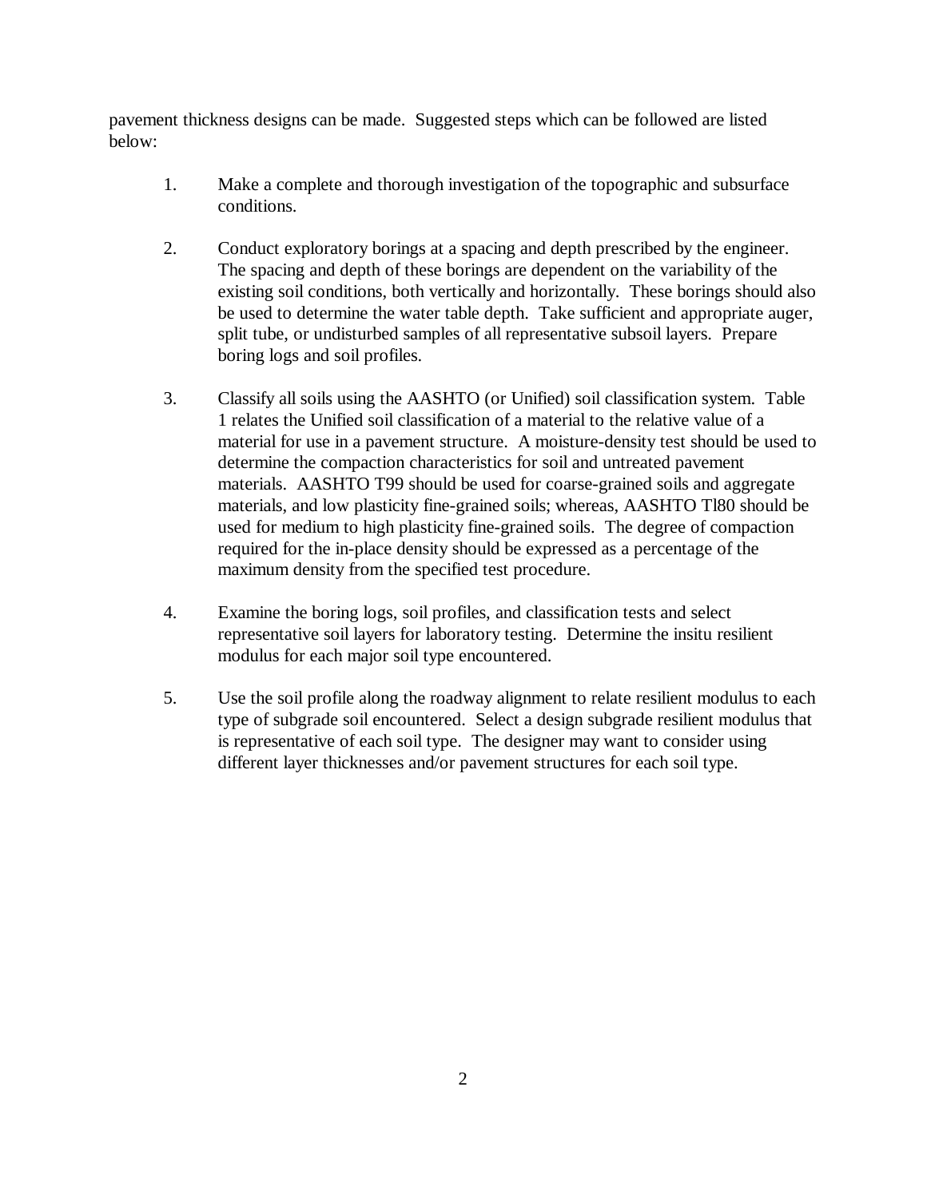pavement thickness designs can be made. Suggested steps which can be followed are listed below:

1. Make a complete and thorough investigation of the topographic and subsurface conditions.

2. Conduct exploratory borings at a spacing and depth prescribed by the engineer. The spacing and depth of these borings are dependent on the variability of the existing soil conditions, both vertically and horizontally. These borings should also be used to determine the water table depth. Take sufficient and appropriate auger, split tube, or undisturbed samples of all representative subsoil layers. Prepare boring logs and soil profiles.

3. Classify all soils using the AASHTO (or Unified) soil classification system. Table 1 relates the Unified soil classification of a material to the relative value of a material for use in a pavement structure. A moisture-density test should be used to determine the compaction characteristics for soil and untreated pavement materials. AASHTO T99 should be used for coarse-grained soils and aggregate materials, and low plasticity fine-grained soils; whereas, AASHTO Tl80 should be used for medium to high plasticity fine-grained soils. The degree of compaction required for the in-place density should be expressed as a percentage of the maximum density from the specified test procedure.

4. Examine the boring logs, soil profiles, and classification tests and select representative soil layers for laboratory testing. Determine the insitu resilient modulus for each major soil type encountered.

5. Use the soil profile along the roadway alignment to relate resilient modulus to each type of subgrade soil encountered. Select a design subgrade resilient modulus that is representative of each soil type. The designer may want to consider using different layer thicknesses and/or pavement structures for each soil type.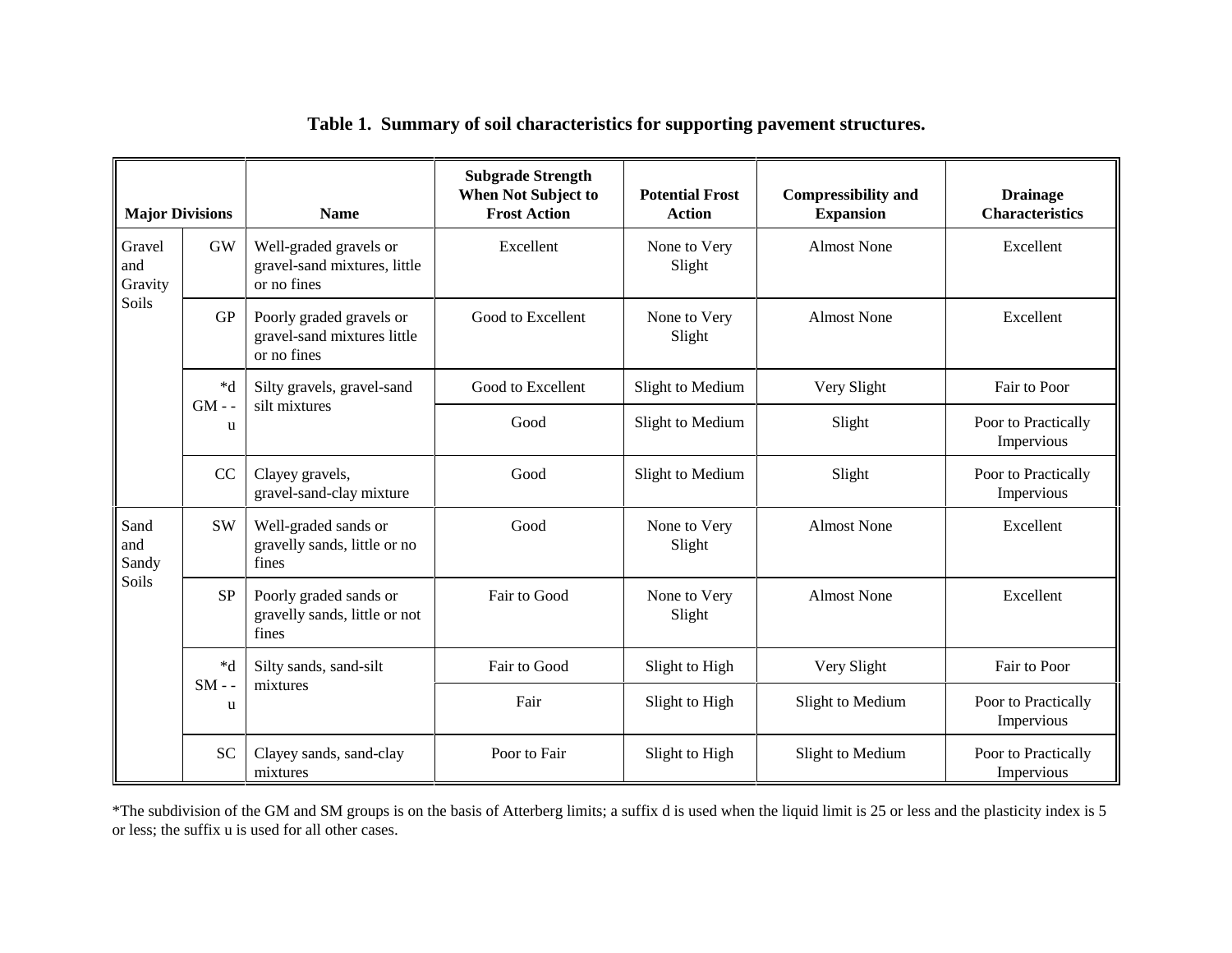**Table 1. Summary of soil characteristics for supporting pavement structures.**

| Major Divisions | | Name | Subgrade Strength When Not Subject to Frost Action | Potential Frost Action | Compressibility and Expansion | Drainage Characteristics |
|---|---|---|---|---|---|---|
| Gravel and Gravity Soils | GW | Well-graded gravels or gravel-sand mixtures, little or no fines | Excellent | None to Very Slight | Almost None | Excellent |
| | GP | Poorly graded gravels or gravel-sand mixtures little or no fines | Good to Excellent | None to Very Slight | Almost None | Excellent |
| | *GM -- d | Silty gravels, gravel-sand silt mixtures | Good to Excellent | Slight to Medium | Very Slight | Fair to Poor |
| | GM -- u | | Good | Slight to Medium | Slight | Poor to Practically Impervious |
| | CC | Clayey gravels, gravel-sand-clay mixture | Good | Slight to Medium | Slight | Poor to Practically Impervious |
| Sand and Sandy Soils | SW | Well-graded sands or gravelly sands, little or no fines | Good | None to Very Slight | Almost None | Excellent |
| | SP | Poorly graded sands or gravelly sands, little or not fines | Fair to Good | None to Very Slight | Almost None | Excellent |
| | *SM -- d | Silty sands, sand-silt mixtures | Fair to Good | Slight to High | Very Slight | Fair to Poor |
| | SM -- u | | Fair | Slight to High | Slight to Medium | Poor to Practically Impervious |
| | SC | Clayey sands, sand-clay mixtures | Poor to Fair | Slight to High | Slight to Medium | Poor to Practically Impervious |

*The subdivision of the GM and SM groups is on the basis of Atterberg limits; a suffix d is used when the liquid limit is 25 or less and the plasticity index is 5 or less; the suffix u is used for all other cases.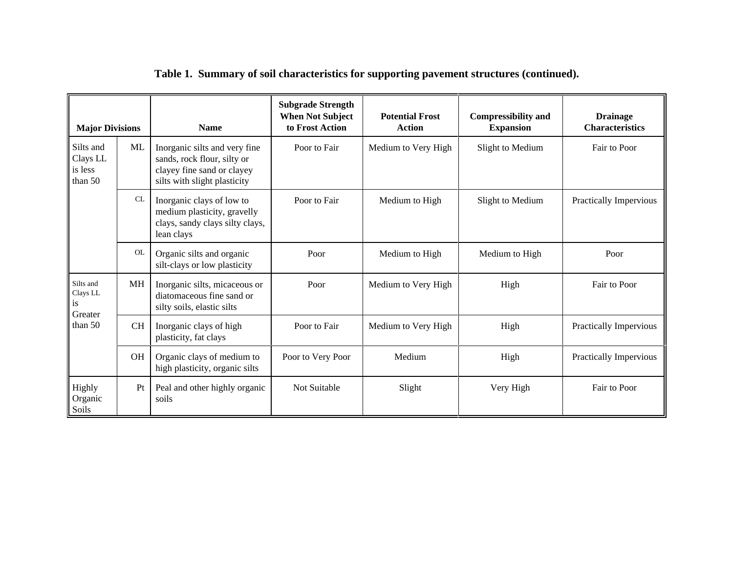**Table 1. Summary of soil characteristics for supporting pavement structures (continued).**

| Major Divisions | | Name | Subgrade Strength When Not Subject to Frost Action | Potential Frost Action | Compressibility and Expansion | Drainage Characteristics |
|---|---|---|---|---|---|---|
| Silts and Clays LL is less than 50 | ML | Inorganic silts and very fine sands, rock flour, silty or clayey fine sand or clayey silts with slight plasticity | Poor to Fair | Medium to Very High | Slight to Medium | Fair to Poor |
| | CL | Inorganic clays of low to medium plasticity, gravelly clays, sandy clays silty clays, lean clays | Poor to Fair | Medium to High | Slight to Medium | Practically Impervious |
| | OL | Organic silts and organic silt-clays or low plasticity | Poor | Medium to High | Medium to High | Poor |
| Silts and Clays LL is Greater than 50 | MH | Inorganic silts, micaceous or diatomaceous fine sand or silty soils, elastic silts | Poor | Medium to Very High | High | Fair to Poor |
| | CH | Inorganic clays of high plasticity, fat clays | Poor to Fair | Medium to Very High | High | Practically Impervious |
| | OH | Organic clays of medium to high plasticity, organic silts | Poor to Very Poor | Medium | High | Practically Impervious |
| Highly Organic Soils | Pt | Peal and other highly organic soils | Not Suitable | Slight | Very High | Fair to Poor |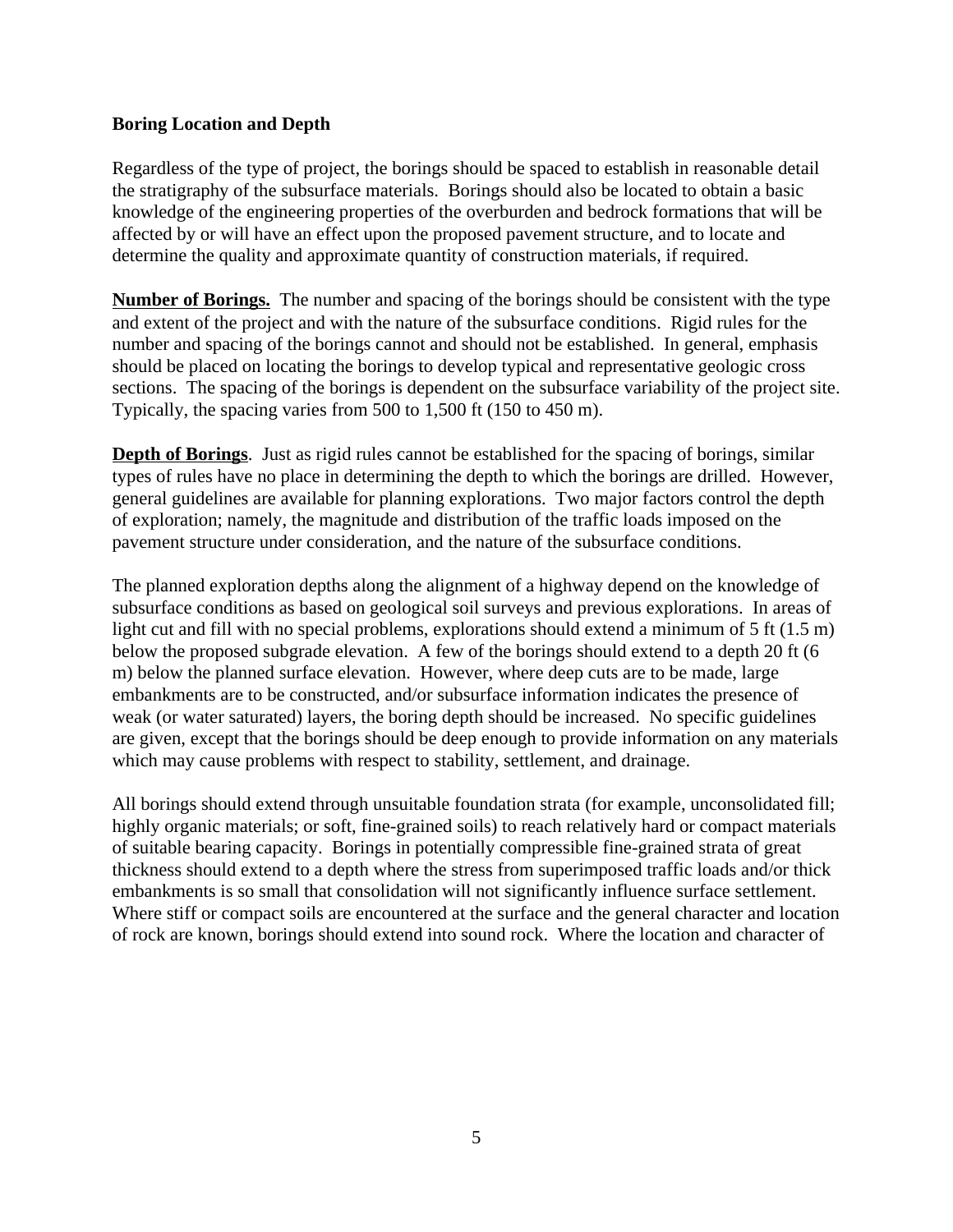**Boring Location and Depth**

Regardless of the type of project, the borings should be spaced to establish in reasonable detail the stratigraphy of the subsurface materials. Borings should also be located to obtain a basic knowledge of the engineering properties of the overburden and bedrock formations that will be affected by or will have an effect upon the proposed pavement structure, and to locate and determine the quality and approximate quantity of construction materials, if required.

**Number of Borings.** The number and spacing of the borings should be consistent with the type and extent of the project and with the nature of the subsurface conditions. Rigid rules for the number and spacing of the borings cannot and should not be established. In general, emphasis should be placed on locating the borings to develop typical and representative geologic cross sections. The spacing of the borings is dependent on the subsurface variability of the project site. Typically, the spacing varies from 500 to 1,500 ft (150 to 450 m).

**Depth of Borings**. Just as rigid rules cannot be established for the spacing of borings, similar types of rules have no place in determining the depth to which the borings are drilled. However, general guidelines are available for planning explorations. Two major factors control the depth of exploration; namely, the magnitude and distribution of the traffic loads imposed on the pavement structure under consideration, and the nature of the subsurface conditions.

The planned exploration depths along the alignment of a highway depend on the knowledge of subsurface conditions as based on geological soil surveys and previous explorations. In areas of light cut and fill with no special problems, explorations should extend a minimum of 5 ft (1.5 m) below the proposed subgrade elevation. A few of the borings should extend to a depth 20 ft (6 m) below the planned surface elevation. However, where deep cuts are to be made, large embankments are to be constructed, and/or subsurface information indicates the presence of weak (or water saturated) layers, the boring depth should be increased. No specific guidelines are given, except that the borings should be deep enough to provide information on any materials which may cause problems with respect to stability, settlement, and drainage.

All borings should extend through unsuitable foundation strata (for example, unconsolidated fill; highly organic materials; or soft, fine-grained soils) to reach relatively hard or compact materials of suitable bearing capacity. Borings in potentially compressible fine-grained strata of great thickness should extend to a depth where the stress from superimposed traffic loads and/or thick embankments is so small that consolidation will not significantly influence surface settlement. Where stiff or compact soils are encountered at the surface and the general character and location of rock are known, borings should extend into sound rock. Where the location and character of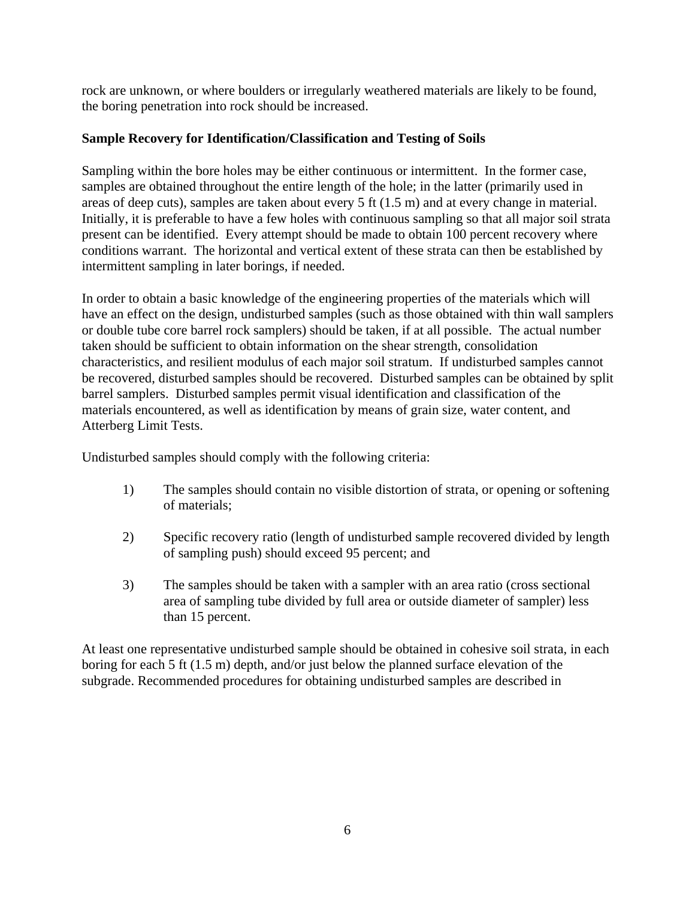rock are unknown, or where boulders or irregularly weathered materials are likely to be found, the boring penetration into rock should be increased.

**Sample Recovery for Identification/Classification and Testing of Soils**

Sampling within the bore holes may be either continuous or intermittent. In the former case, samples are obtained throughout the entire length of the hole; in the latter (primarily used in areas of deep cuts), samples are taken about every 5 ft (1.5 m) and at every change in material. Initially, it is preferable to have a few holes with continuous sampling so that all major soil strata present can be identified. Every attempt should be made to obtain 100 percent recovery where conditions warrant. The horizontal and vertical extent of these strata can then be established by intermittent sampling in later borings, if needed.

In order to obtain a basic knowledge of the engineering properties of the materials which will have an effect on the design, undisturbed samples (such as those obtained with thin wall samplers or double tube core barrel rock samplers) should be taken, if at all possible. The actual number taken should be sufficient to obtain information on the shear strength, consolidation characteristics, and resilient modulus of each major soil stratum. If undisturbed samples cannot be recovered, disturbed samples should be recovered. Disturbed samples can be obtained by split barrel samplers. Disturbed samples permit visual identification and classification of the materials encountered, as well as identification by means of grain size, water content, and Atterberg Limit Tests.

Undisturbed samples should comply with the following criteria:

1) The samples should contain no visible distortion of strata, or opening or softening of materials;

2) Specific recovery ratio (length of undisturbed sample recovered divided by length of sampling push) should exceed 95 percent; and

3) The samples should be taken with a sampler with an area ratio (cross sectional area of sampling tube divided by full area or outside diameter of sampler) less than 15 percent.

At least one representative undisturbed sample should be obtained in cohesive soil strata, in each boring for each 5 ft (1.5 m) depth, and/or just below the planned surface elevation of the subgrade. Recommended procedures for obtaining undisturbed samples are described in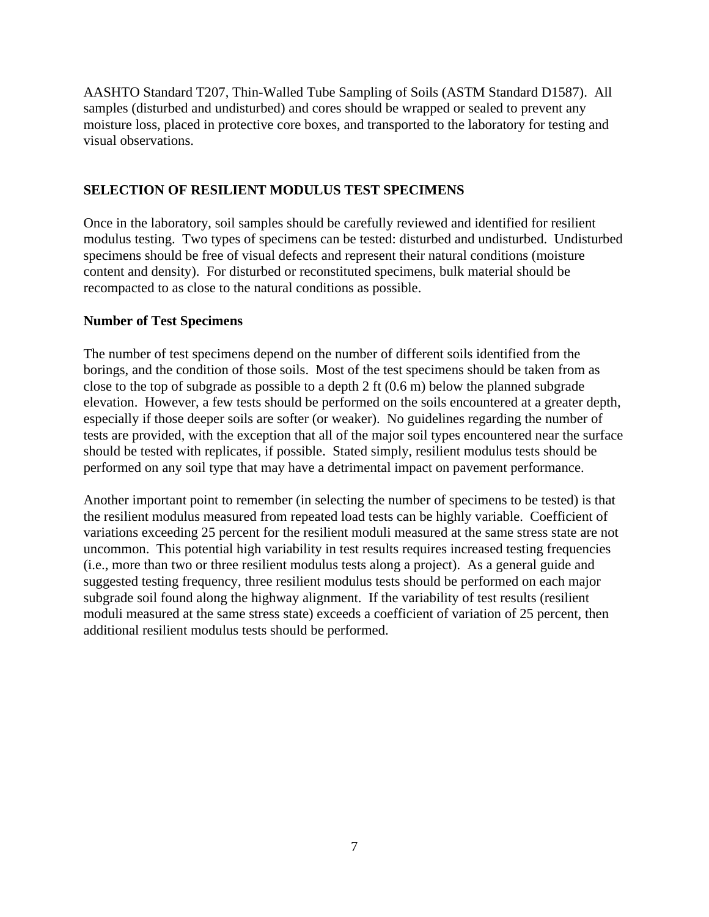AASHTO Standard T207, Thin-Walled Tube Sampling of Soils (ASTM Standard D1587). All samples (disturbed and undisturbed) and cores should be wrapped or sealed to prevent any moisture loss, placed in protective core boxes, and transported to the laboratory for testing and visual observations.

## SELECTION OF RESILIENT MODULUS TEST SPECIMENS

Once in the laboratory, soil samples should be carefully reviewed and identified for resilient modulus testing. Two types of specimens can be tested: disturbed and undisturbed. Undisturbed specimens should be free of visual defects and represent their natural conditions (moisture content and density). For disturbed or reconstituted specimens, bulk material should be recompacted to as close to the natural conditions as possible.

### Number of Test Specimens

The number of test specimens depend on the number of different soils identified from the borings, and the condition of those soils. Most of the test specimens should be taken from as close to the top of subgrade as possible to a depth 2 ft (0.6 m) below the planned subgrade elevation. However, a few tests should be performed on the soils encountered at a greater depth, especially if those deeper soils are softer (or weaker). No guidelines regarding the number of tests are provided, with the exception that all of the major soil types encountered near the surface should be tested with replicates, if possible. Stated simply, resilient modulus tests should be performed on any soil type that may have a detrimental impact on pavement performance.

Another important point to remember (in selecting the number of specimens to be tested) is that the resilient modulus measured from repeated load tests can be highly variable. Coefficient of variations exceeding 25 percent for the resilient moduli measured at the same stress state are not uncommon. This potential high variability in test results requires increased testing frequencies (i.e., more than two or three resilient modulus tests along a project). As a general guide and suggested testing frequency, three resilient modulus tests should be performed on each major subgrade soil found along the highway alignment. If the variability of test results (resilient moduli measured at the same stress state) exceeds a coefficient of variation of 25 percent, then additional resilient modulus tests should be performed.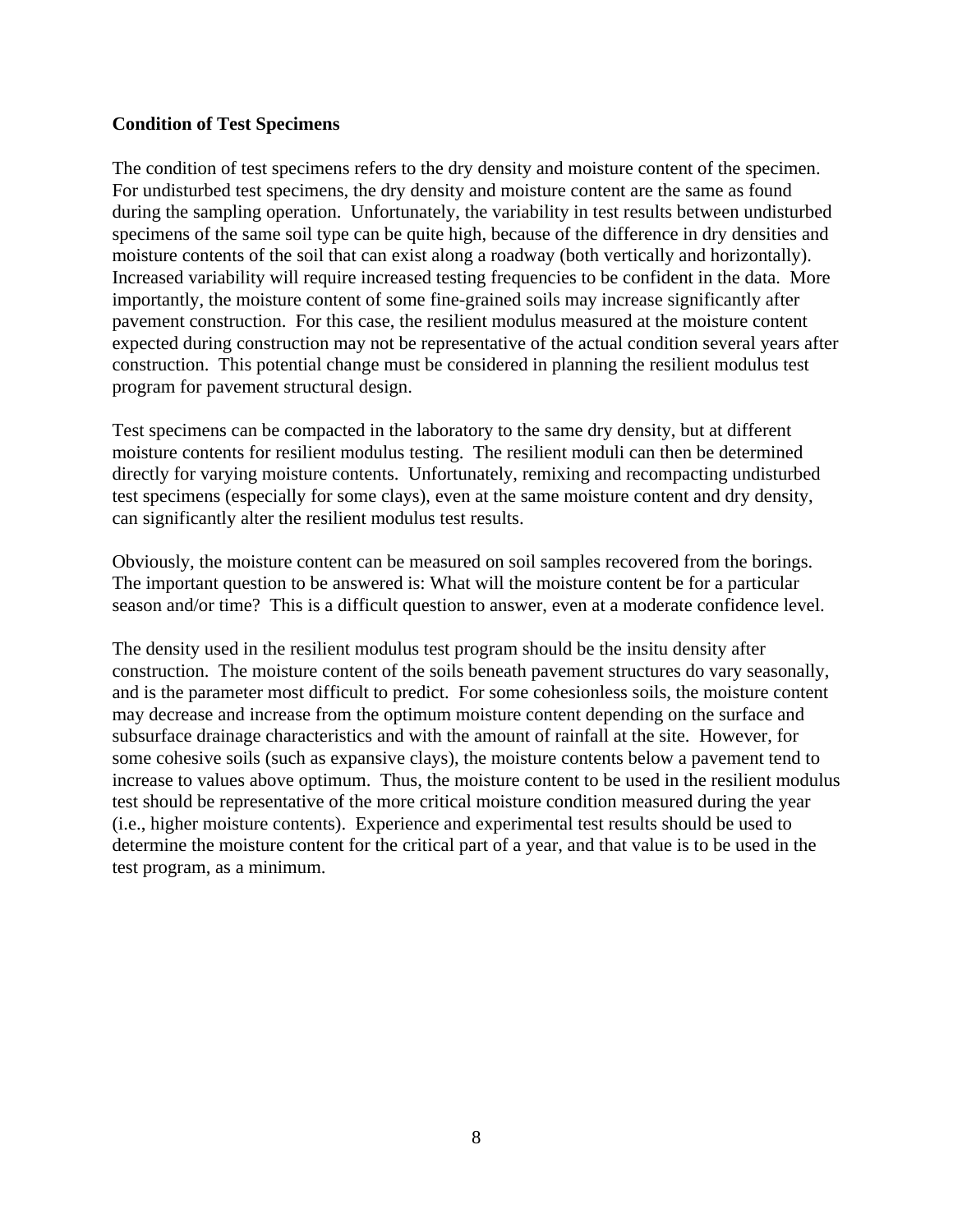**Condition of Test Specimens**

The condition of test specimens refers to the dry density and moisture content of the specimen. For undisturbed test specimens, the dry density and moisture content are the same as found during the sampling operation. Unfortunately, the variability in test results between undisturbed specimens of the same soil type can be quite high, because of the difference in dry densities and moisture contents of the soil that can exist along a roadway (both vertically and horizontally). Increased variability will require increased testing frequencies to be confident in the data. More importantly, the moisture content of some fine-grained soils may increase significantly after pavement construction. For this case, the resilient modulus measured at the moisture content expected during construction may not be representative of the actual condition several years after construction. This potential change must be considered in planning the resilient modulus test program for pavement structural design.

Test specimens can be compacted in the laboratory to the same dry density, but at different moisture contents for resilient modulus testing. The resilient moduli can then be determined directly for varying moisture contents. Unfortunately, remixing and recompacting undisturbed test specimens (especially for some clays), even at the same moisture content and dry density, can significantly alter the resilient modulus test results.

Obviously, the moisture content can be measured on soil samples recovered from the borings. The important question to be answered is: What will the moisture content be for a particular season and/or time? This is a difficult question to answer, even at a moderate confidence level.

The density used in the resilient modulus test program should be the insitu density after construction. The moisture content of the soils beneath pavement structures do vary seasonally, and is the parameter most difficult to predict. For some cohesionless soils, the moisture content may decrease and increase from the optimum moisture content depending on the surface and subsurface drainage characteristics and with the amount of rainfall at the site. However, for some cohesive soils (such as expansive clays), the moisture contents below a pavement tend to increase to values above optimum. Thus, the moisture content to be used in the resilient modulus test should be representative of the more critical moisture condition measured during the year (i.e., higher moisture contents). Experience and experimental test results should be used to determine the moisture content for the critical part of a year, and that value is to be used in the test program, as a minimum.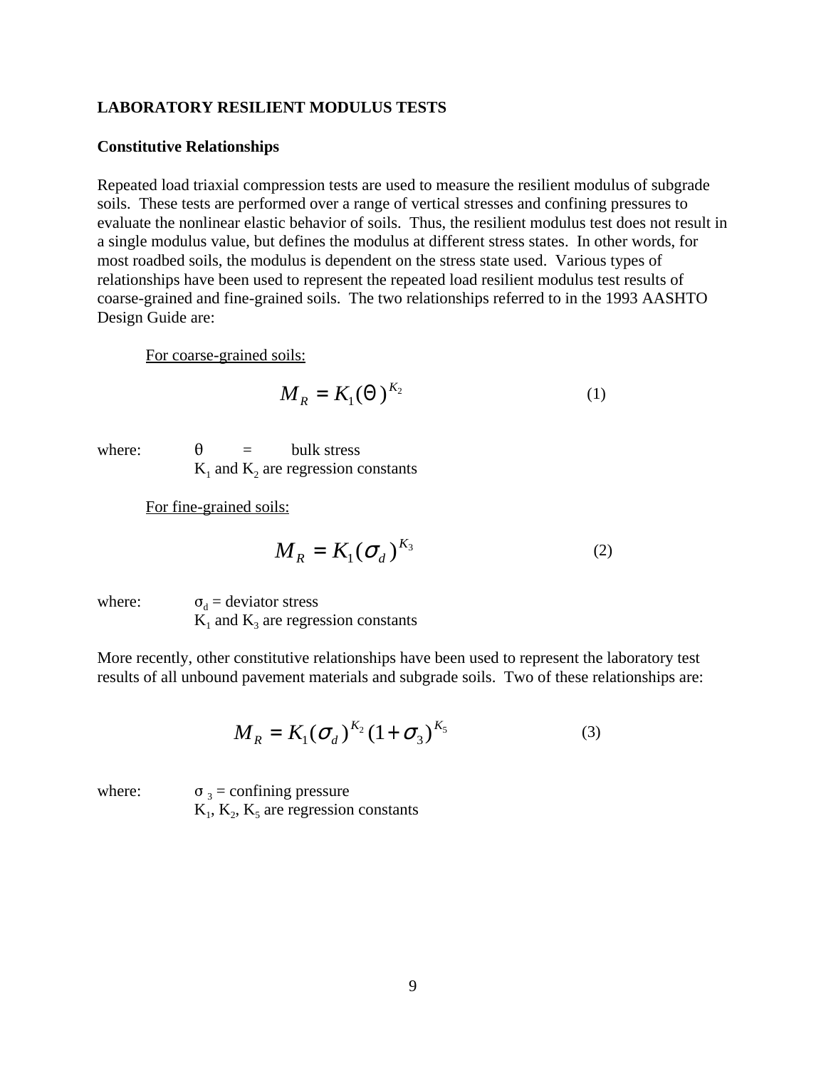## LABORATORY RESILIENT MODULUS TESTS

### Constitutive Relationships

Repeated load triaxial compression tests are used to measure the resilient modulus of subgrade soils. These tests are performed over a range of vertical stresses and confining pressures to evaluate the nonlinear elastic behavior of soils. Thus, the resilient modulus test does not result in a single modulus value, but defines the modulus at different stress states. In other words, for most roadbed soils, the modulus is dependent on the stress state used. Various types of relationships have been used to represent the repeated load resilient modulus test results of coarse-grained and fine-grained soils. The two relationships referred to in the 1993 AASHTO Design Guide are:

For coarse-grained soils:

$$M_R = K_1(\Theta)^{K_2} \tag{1}$$

where: $\theta$ = bulk stress
$K_1$ and $K_2$ are regression constants

For fine-grained soils:

$$M_R = K_1(\sigma_d)^{K_3} \tag{2}$$

where: $\sigma_d$ = deviator stress
$K_1$ and $K_3$ are regression constants

More recently, other constitutive relationships have been used to represent the laboratory test results of all unbound pavement materials and subgrade soils. Two of these relationships are:

$$M_R = K_1(\sigma_d)^{K_2}(1+\sigma_3)^{K_5} \tag{3}$$

where: $\sigma_3$ = confining pressure
$K_1$, $K_2$, $K_5$ are regression constants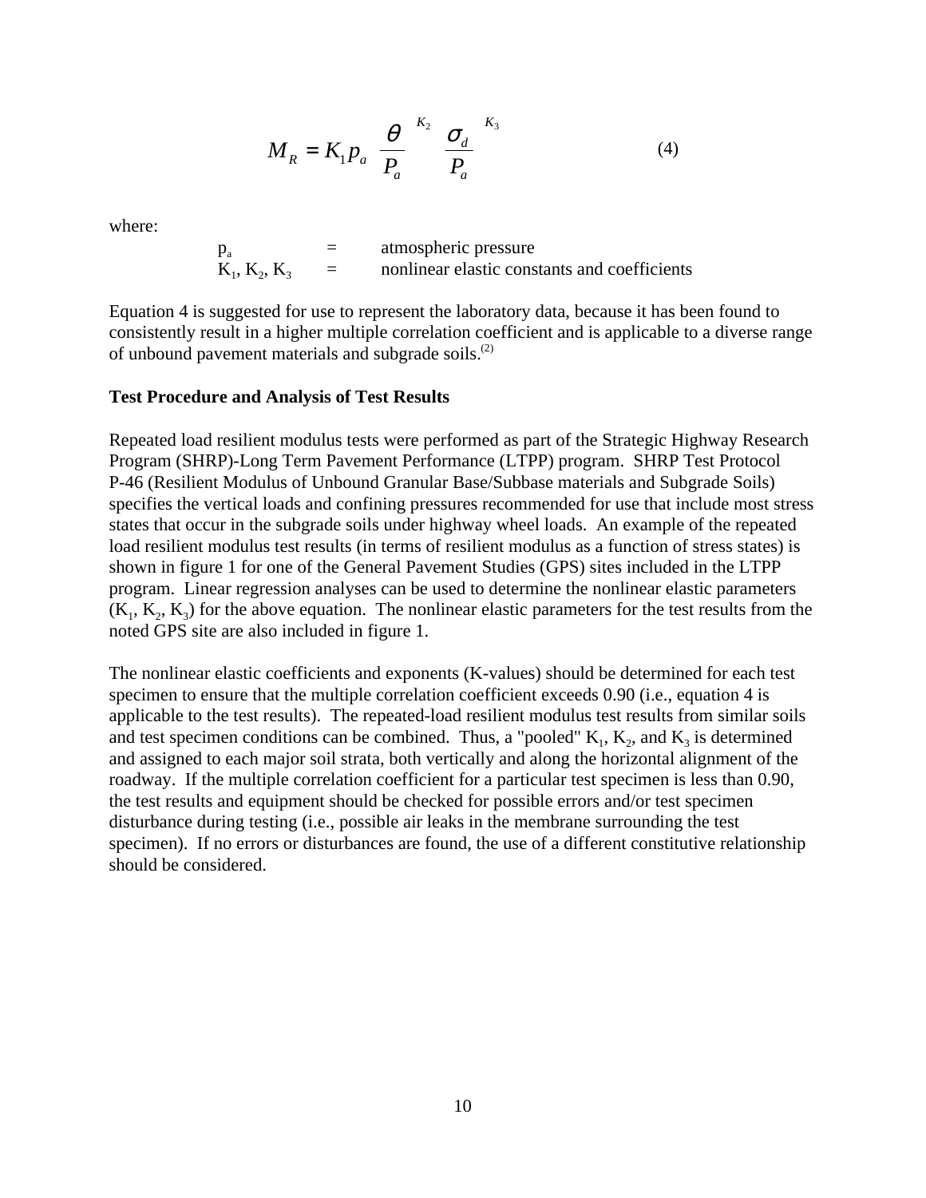$$M_R = K_1 p_a \left( \frac{\theta}{P_a} \right)^{K_2} \left( \frac{\sigma_d}{P_a} \right)^{K_3} \tag{4}$$

where:

| | | |
|---|---|---|
| $p_a$ | = | atmospheric pressure |
| $K_1$, $K_2$, $K_3$ | = | nonlinear elastic constants and coefficients |

Equation 4 is suggested for use to represent the laboratory data, because it has been found to consistently result in a higher multiple correlation coefficient and is applicable to a diverse range of unbound pavement materials and subgrade soils.[(2)]

**Test Procedure and Analysis of Test Results**

Repeated load resilient modulus tests were performed as part of the Strategic Highway Research Program (SHRP)-Long Term Pavement Performance (LTPP) program. SHRP Test Protocol P-46 (Resilient Modulus of Unbound Granular Base/Subbase materials and Subgrade Soils) specifies the vertical loads and confining pressures recommended for use that include most stress states that occur in the subgrade soils under highway wheel loads. An example of the repeated load resilient modulus test results (in terms of resilient modulus as a function of stress states) is shown in figure 1 for one of the General Pavement Studies (GPS) sites included in the LTPP program. Linear regression analyses can be used to determine the nonlinear elastic parameters ($K_1$, $K_2$, $K_3$) for the above equation. The nonlinear elastic parameters for the test results from the noted GPS site are also included in figure 1.

The nonlinear elastic coefficients and exponents (K-values) should be determined for each test specimen to ensure that the multiple correlation coefficient exceeds 0.90 (i.e., equation 4 is applicable to the test results). The repeated-load resilient modulus test results from similar soils and test specimen conditions can be combined. Thus, a "pooled" $K_1$, $K_2$, and $K_3$ is determined and assigned to each major soil strata, both vertically and along the horizontal alignment of the roadway. If the multiple correlation coefficient for a particular test specimen is less than 0.90, the test results and equipment should be checked for possible errors and/or test specimen disturbance during testing (i.e., possible air leaks in the membrane surrounding the test specimen). If no errors or disturbances are found, the use of a different constitutive relationship should be considered.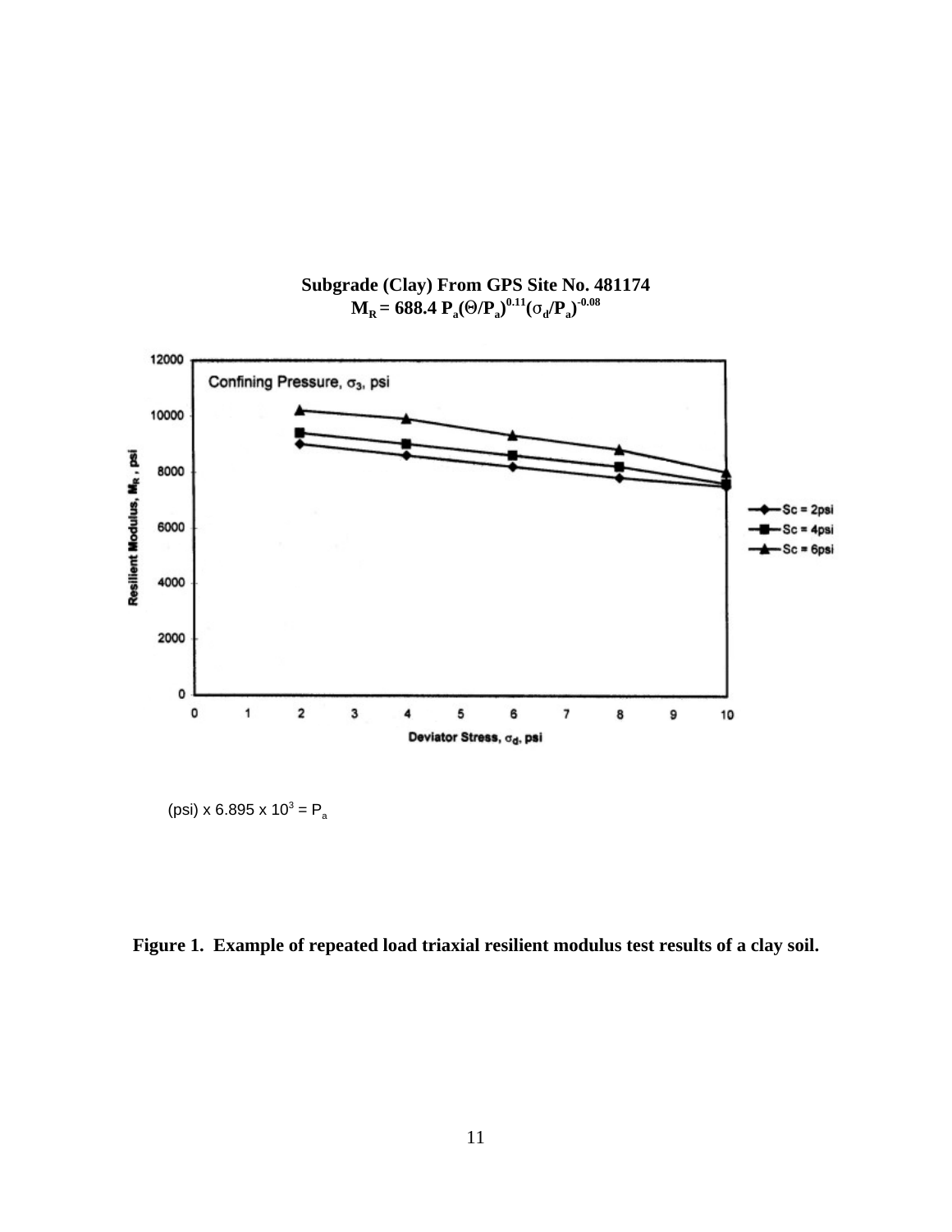**Subgrade (Clay) From GPS Site No. 481174**

$$M_R = 688.4\ P_a(\Theta/P_a)^{0.11}(\sigma_d/P_a)^{-0.08}$$

Confining Pressure, $\sigma_3$, psi

Resilient Modulus, $M_R$, psi

12000
10000
8000
6000
4000
2000
0

0 1 2 3 4 5 6 7 8 9 10

Deviator Stress, $\sigma_d$, psi

Sc = 2psi
Sc = 4psi
Sc = 6psi

(psi) x 6.895 x $10^3$ = $P_a$

**Figure 1. Example of repeated load triaxial resilient modulus test results of a clay soil.**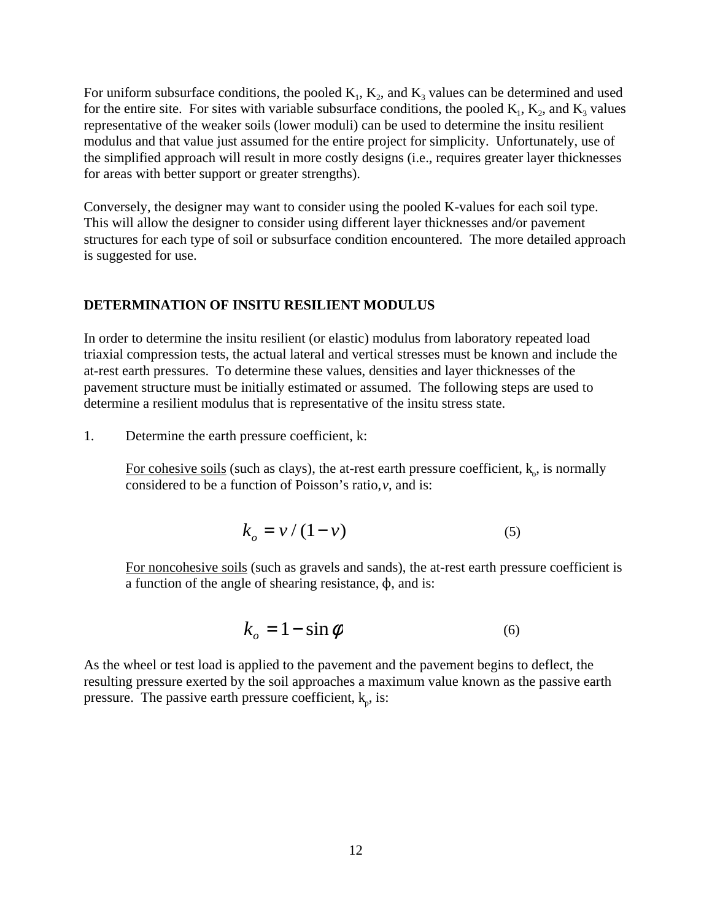For uniform subsurface conditions, the pooled $K_1$, $K_2$, and $K_3$ values can be determined and used for the entire site. For sites with variable subsurface conditions, the pooled $K_1$, $K_2$, and $K_3$ values representative of the weaker soils (lower moduli) can be used to determine the insitu resilient modulus and that value just assumed for the entire project for simplicity. Unfortunately, use of the simplified approach will result in more costly designs (i.e., requires greater layer thicknesses for areas with better support or greater strengths).

Conversely, the designer may want to consider using the pooled K-values for each soil type. This will allow the designer to consider using different layer thicknesses and/or pavement structures for each type of soil or subsurface condition encountered. The more detailed approach is suggested for use.

## DETERMINATION OF INSITU RESILIENT MODULUS

In order to determine the insitu resilient (or elastic) modulus from laboratory repeated load triaxial compression tests, the actual lateral and vertical stresses must be known and include the at-rest earth pressures. To determine these values, densities and layer thicknesses of the pavement structure must be initially estimated or assumed. The following steps are used to determine a resilient modulus that is representative of the insitu stress state.

1. Determine the earth pressure coefficient, k:

   For cohesive soils (such as clays), the at-rest earth pressure coefficient, $k_o$, is normally considered to be a function of Poisson's ratio, $v$, and is:

$$k_o = v / (1 - v) \tag{5}$$

   For noncohesive soils (such as gravels and sands), the at-rest earth pressure coefficient is a function of the angle of shearing resistance, $\phi$, and is:

$$k_o = 1 - \sin\phi \tag{6}$$

As the wheel or test load is applied to the pavement and the pavement begins to deflect, the resulting pressure exerted by the soil approaches a maximum value known as the passive earth pressure. The passive earth pressure coefficient, $k_p$, is: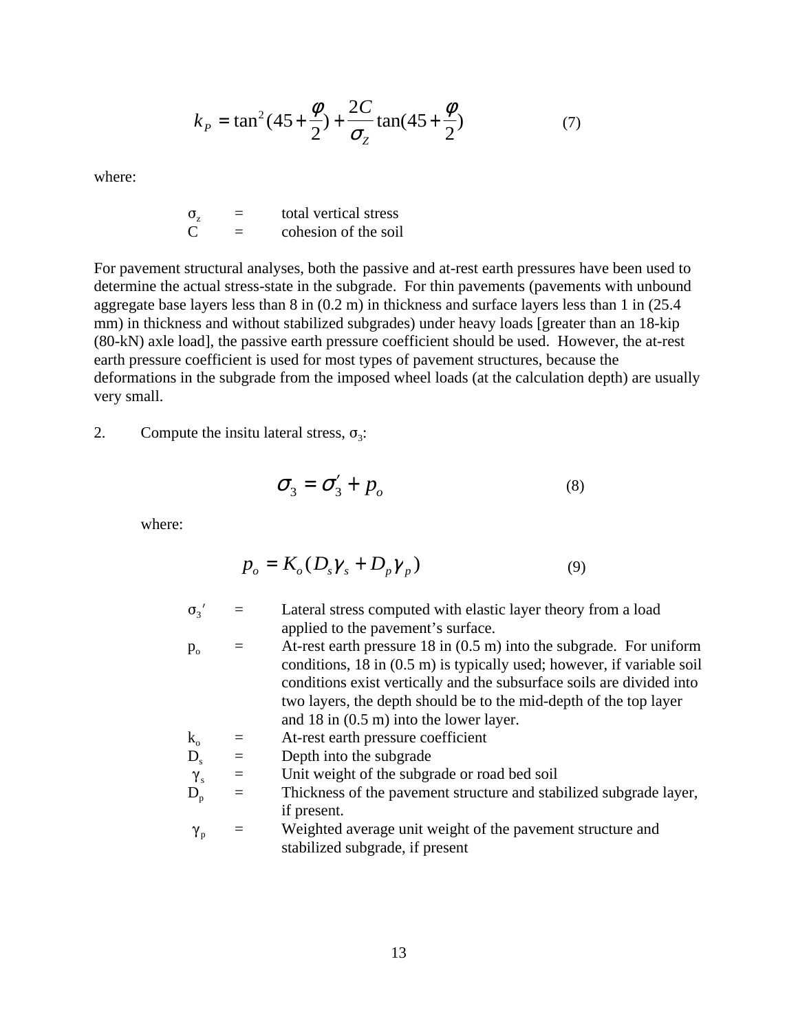$$k_P = \tan^2(45 + \frac{\varphi}{2}) + \frac{2C}{\sigma_Z}\tan(45 + \frac{\varphi}{2}) \tag{7}$$

where:

| | | |
|---|---|---|
| $\sigma_z$ | = | total vertical stress |
| C | = | cohesion of the soil |

For pavement structural analyses, both the passive and at-rest earth pressures have been used to determine the actual stress-state in the subgrade. For thin pavements (pavements with unbound aggregate base layers less than 8 in (0.2 m) in thickness and surface layers less than 1 in (25.4 mm) in thickness and without stabilized subgrades) under heavy loads [greater than an 18-kip (80-kN) axle load], the passive earth pressure coefficient should be used. However, the at-rest earth pressure coefficient is used for most types of pavement structures, because the deformations in the subgrade from the imposed wheel loads (at the calculation depth) are usually very small.

2. Compute the insitu lateral stress, $\sigma_3$:

$$\sigma_3 = \sigma_3' + p_o \tag{8}$$

where:

$$p_o = K_o(D_s\gamma_s + D_p\gamma_p) \tag{9}$$

| | | |
|---|---|---|
| $\sigma_3'$ | = | Lateral stress computed with elastic layer theory from a load applied to the pavement's surface. |
| $p_o$ | = | At-rest earth pressure 18 in (0.5 m) into the subgrade. For uniform conditions, 18 in (0.5 m) is typically used; however, if variable soil conditions exist vertically and the subsurface soils are divided into two layers, the depth should be to the mid-depth of the top layer and 18 in (0.5 m) into the lower layer. |
| $k_o$ | = | At-rest earth pressure coefficient |
| $D_s$ | = | Depth into the subgrade |
| $\gamma_s$ | = | Unit weight of the subgrade or road bed soil |
| $D_p$ | = | Thickness of the pavement structure and stabilized subgrade layer, if present. |
| $\gamma_p$ | = | Weighted average unit weight of the pavement structure and stabilized subgrade, if present |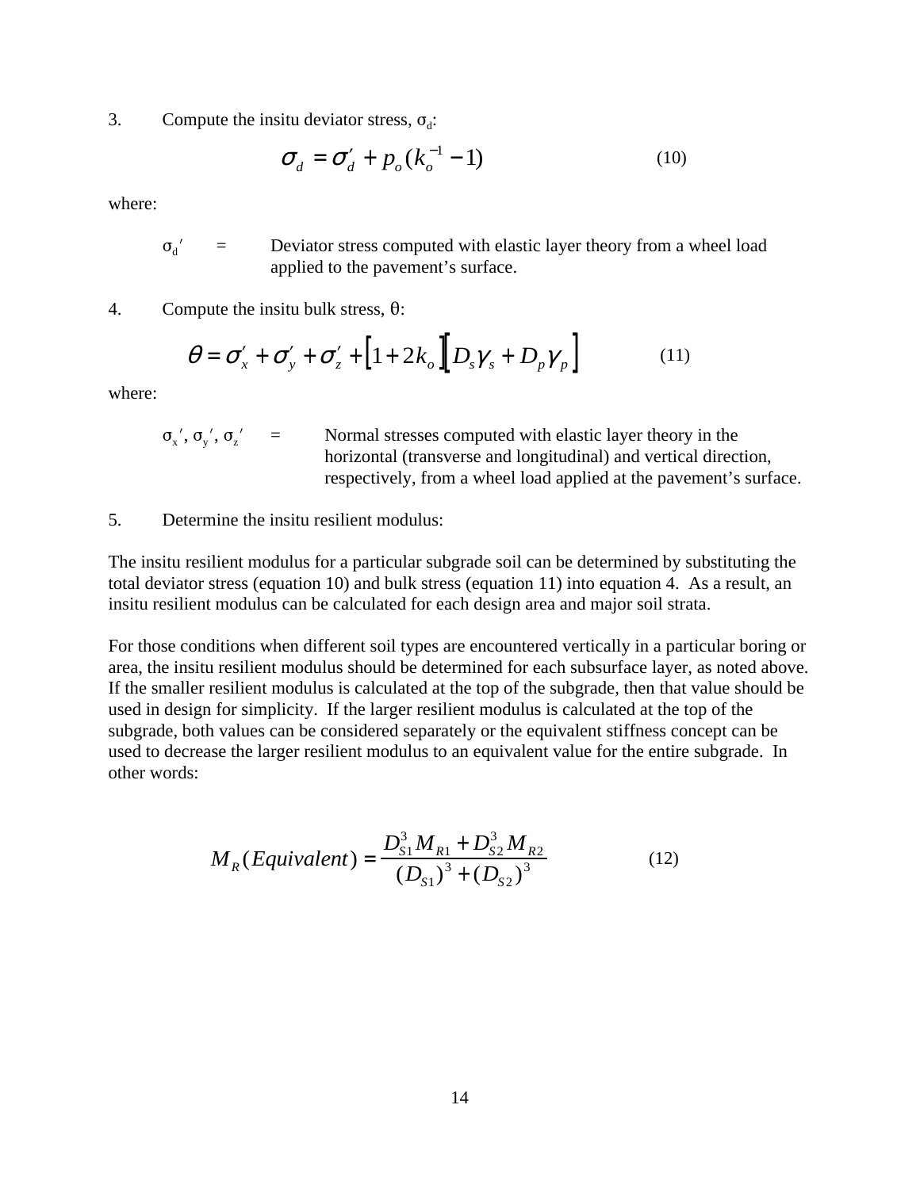3. Compute the insitu deviator stress, $\sigma_d$:

$$\sigma_d = \sigma_d' + p_o(k_o^{-1} - 1) \tag{10}$$

where:

$\sigma_d'$ = Deviator stress computed with elastic layer theory from a wheel load applied to the pavement's surface.

4. Compute the insitu bulk stress, $\theta$:

$$\theta = \sigma_x' + \sigma_y' + \sigma_z' + [1 + 2k_o][D_s\gamma_s + D_p\gamma_p] \tag{11}$$

where:

$\sigma_x'$, $\sigma_y'$, $\sigma_z'$ = Normal stresses computed with elastic layer theory in the horizontal (transverse and longitudinal) and vertical direction, respectively, from a wheel load applied at the pavement's surface.

5. Determine the insitu resilient modulus:

The insitu resilient modulus for a particular subgrade soil can be determined by substituting the total deviator stress (equation 10) and bulk stress (equation 11) into equation 4. As a result, an insitu resilient modulus can be calculated for each design area and major soil strata.

For those conditions when different soil types are encountered vertically in a particular boring or area, the insitu resilient modulus should be determined for each subsurface layer, as noted above. If the smaller resilient modulus is calculated at the top of the subgrade, then that value should be used in design for simplicity. If the larger resilient modulus is calculated at the top of the subgrade, both values can be considered separately or the equivalent stiffness concept can be used to decrease the larger resilient modulus to an equivalent value for the entire subgrade. In other words:

$$M_R(Equivalent) = \frac{D_{S1}^3 M_{R1} + D_{S2}^3 M_{R2}}{(D_{S1})^3 + (D_{S2})^3} \tag{12}$$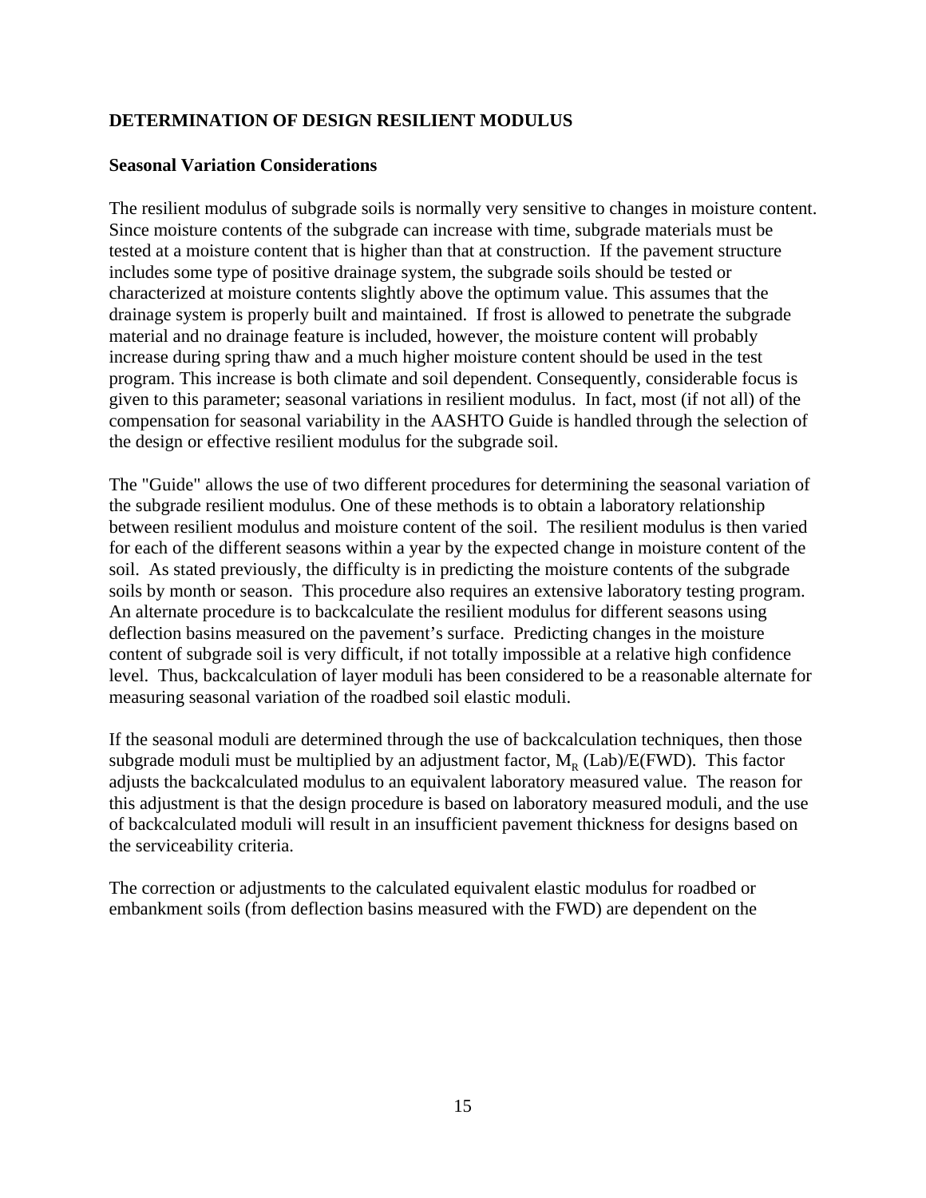## DETERMINATION OF DESIGN RESILIENT MODULUS

### Seasonal Variation Considerations

The resilient modulus of subgrade soils is normally very sensitive to changes in moisture content. Since moisture contents of the subgrade can increase with time, subgrade materials must be tested at a moisture content that is higher than that at construction. If the pavement structure includes some type of positive drainage system, the subgrade soils should be tested or characterized at moisture contents slightly above the optimum value. This assumes that the drainage system is properly built and maintained. If frost is allowed to penetrate the subgrade material and no drainage feature is included, however, the moisture content will probably increase during spring thaw and a much higher moisture content should be used in the test program. This increase is both climate and soil dependent. Consequently, considerable focus is given to this parameter; seasonal variations in resilient modulus. In fact, most (if not all) of the compensation for seasonal variability in the AASHTO Guide is handled through the selection of the design or effective resilient modulus for the subgrade soil.

The "Guide" allows the use of two different procedures for determining the seasonal variation of the subgrade resilient modulus. One of these methods is to obtain a laboratory relationship between resilient modulus and moisture content of the soil. The resilient modulus is then varied for each of the different seasons within a year by the expected change in moisture content of the soil. As stated previously, the difficulty is in predicting the moisture contents of the subgrade soils by month or season. This procedure also requires an extensive laboratory testing program. An alternate procedure is to backcalculate the resilient modulus for different seasons using deflection basins measured on the pavement's surface. Predicting changes in the moisture content of subgrade soil is very difficult, if not totally impossible at a relative high confidence level. Thus, backcalculation of layer moduli has been considered to be a reasonable alternate for measuring seasonal variation of the roadbed soil elastic moduli.

If the seasonal moduli are determined through the use of backcalculation techniques, then those subgrade moduli must be multiplied by an adjustment factor, $M_R$ (Lab)/E(FWD). This factor adjusts the backcalculated modulus to an equivalent laboratory measured value. The reason for this adjustment is that the design procedure is based on laboratory measured moduli, and the use of backcalculated moduli will result in an insufficient pavement thickness for designs based on the serviceability criteria.

The correction or adjustments to the calculated equivalent elastic modulus for roadbed or embankment soils (from deflection basins measured with the FWD) are dependent on the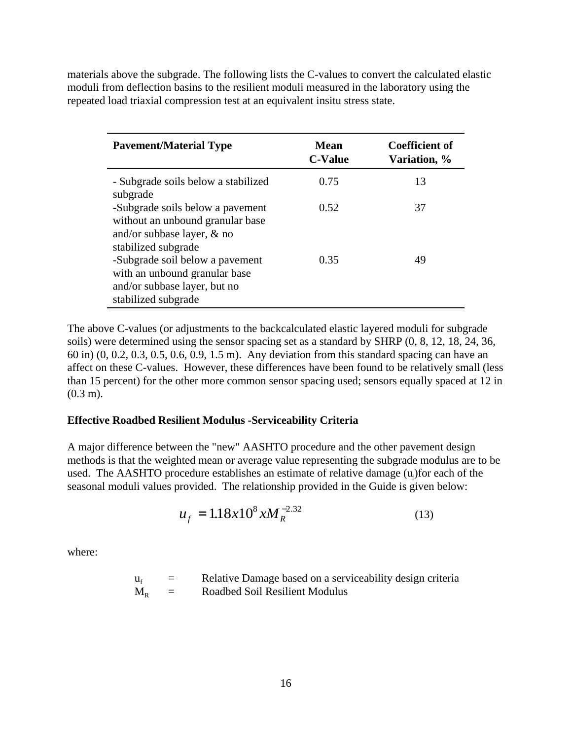materials above the subgrade. The following lists the C-values to convert the calculated elastic moduli from deflection basins to the resilient moduli measured in the laboratory using the repeated load triaxial compression test at an equivalent insitu stress state.

| Pavement/Material Type | Mean C-Value | Coefficient of Variation, % |
|---|---|---|
| - Subgrade soils below a stabilized subgrade | 0.75 | 13 |
| -Subgrade soils below a pavement without an unbound granular base and/or subbase layer, & no stabilized subgrade | 0.52 | 37 |
| -Subgrade soil below a pavement with an unbound granular base and/or subbase layer, but no stabilized subgrade | 0.35 | 49 |

The above C-values (or adjustments to the backcalculated elastic layered moduli for subgrade soils) were determined using the sensor spacing set as a standard by SHRP (0, 8, 12, 18, 24, 36, 60 in) (0, 0.2, 0.3, 0.5, 0.6, 0.9, 1.5 m). Any deviation from this standard spacing can have an affect on these C-values. However, these differences have been found to be relatively small (less than 15 percent) for the other more common sensor spacing used; sensors equally spaced at 12 in (0.3 m).

**Effective Roadbed Resilient Modulus -Serviceability Criteria**

A major difference between the "new" AASHTO procedure and the other pavement design methods is that the weighted mean or average value representing the subgrade modulus are to be used. The AASHTO procedure establishes an estimate of relative damage ($u_f$)for each of the seasonal moduli values provided. The relationship provided in the Guide is given below:

$$u_f = 1.18x10^8 xM_R^{-2.32} \tag{13}$$

where:

$u_f$ = Relative Damage based on a serviceability design criteria
$M_R$ = Roadbed Soil Resilient Modulus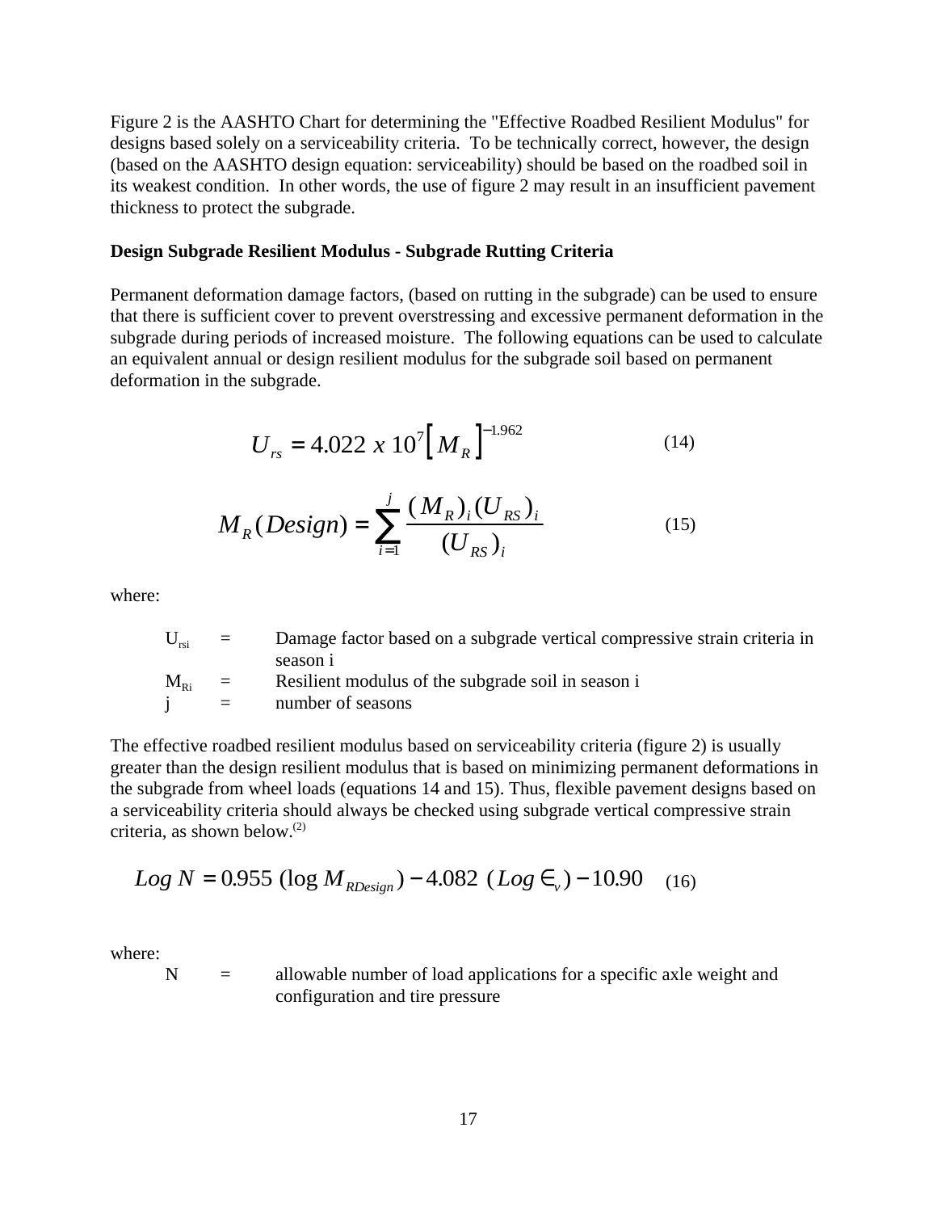Figure 2 is the AASHTO Chart for determining the "Effective Roadbed Resilient Modulus" for designs based solely on a serviceability criteria. To be technically correct, however, the design (based on the AASHTO design equation: serviceability) should be based on the roadbed soil in its weakest condition. In other words, the use of figure 2 may result in an insufficient pavement thickness to protect the subgrade.

**Design Subgrade Resilient Modulus - Subgrade Rutting Criteria**

Permanent deformation damage factors, (based on rutting in the subgrade) can be used to ensure that there is sufficient cover to prevent overstressing and excessive permanent deformation in the subgrade during periods of increased moisture. The following equations can be used to calculate an equivalent annual or design resilient modulus for the subgrade soil based on permanent deformation in the subgrade.

$$U_{rs} = 4.022 \ x \ 10^{7} \left[ M_{R} \right]^{-1.962} \qquad (14)$$

$$M_{R}(Design) = \sum_{i=1}^{j} \frac{(M_{R})_{i}(U_{RS})_{i}}{(U_{RS})_{i}} \qquad (15)$$

where:

- $U_{rsi}$ = Damage factor based on a subgrade vertical compressive strain criteria in season i
- $M_{Ri}$ = Resilient modulus of the subgrade soil in season i
- j = number of seasons

The effective roadbed resilient modulus based on serviceability criteria (figure 2) is usually greater than the design resilient modulus that is based on minimizing permanent deformations in the subgrade from wheel loads (equations 14 and 15). Thus, flexible pavement designs based on a serviceability criteria should always be checked using subgrade vertical compressive strain criteria, as shown below.[2]

$$Log \ N = 0.955 \ (\log M_{RDesign}) - 4.082 \ (Log \in_{v}) - 10.90 \qquad (16)$$

where:

- N = allowable number of load applications for a specific axle weight and configuration and tire pressure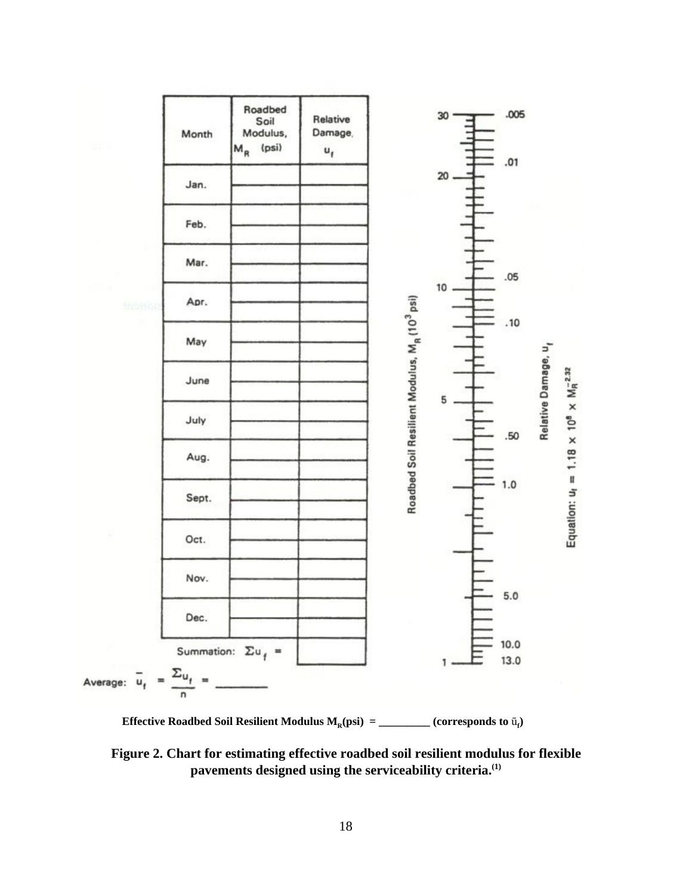| Month | Roadbed Soil Modulus, $M_R$ (psi) | Relative Damage, $u_f$ |
|---|---|---|
| Jan. | | |
| Feb. | | |
| Mar. | | |
| Apr. | | |
| May | | |
| June | | |
| July | | |
| Aug. | | |
| Sept. | | |
| Oct. | | |
| Nov. | | |
| Dec. | | |
| Summation: $\Sigma u_f$ = | | |

Average: $\bar{u}_f = \frac{\Sigma u_f}{n}$ = ________

Roadbed Soil Resilient Modulus, $M_R$ ($10^3$ psi)

30

20

10

5

1

Relative Damage, $u_f$

.005

.01

.05

.10

.50

1.0

5.0

10.0

13.0

Equation: $u_f = 1.18 \times 10^8 \times M_R^{-2.32}$

**Effective Roadbed Soil Resilient Modulus $M_R$(psi) = _________ (corresponds to $\bar{u}_f$)**

**Figure 2. Chart for estimating effective roadbed soil resilient modulus for flexible pavements designed using the serviceability criteria.[1]**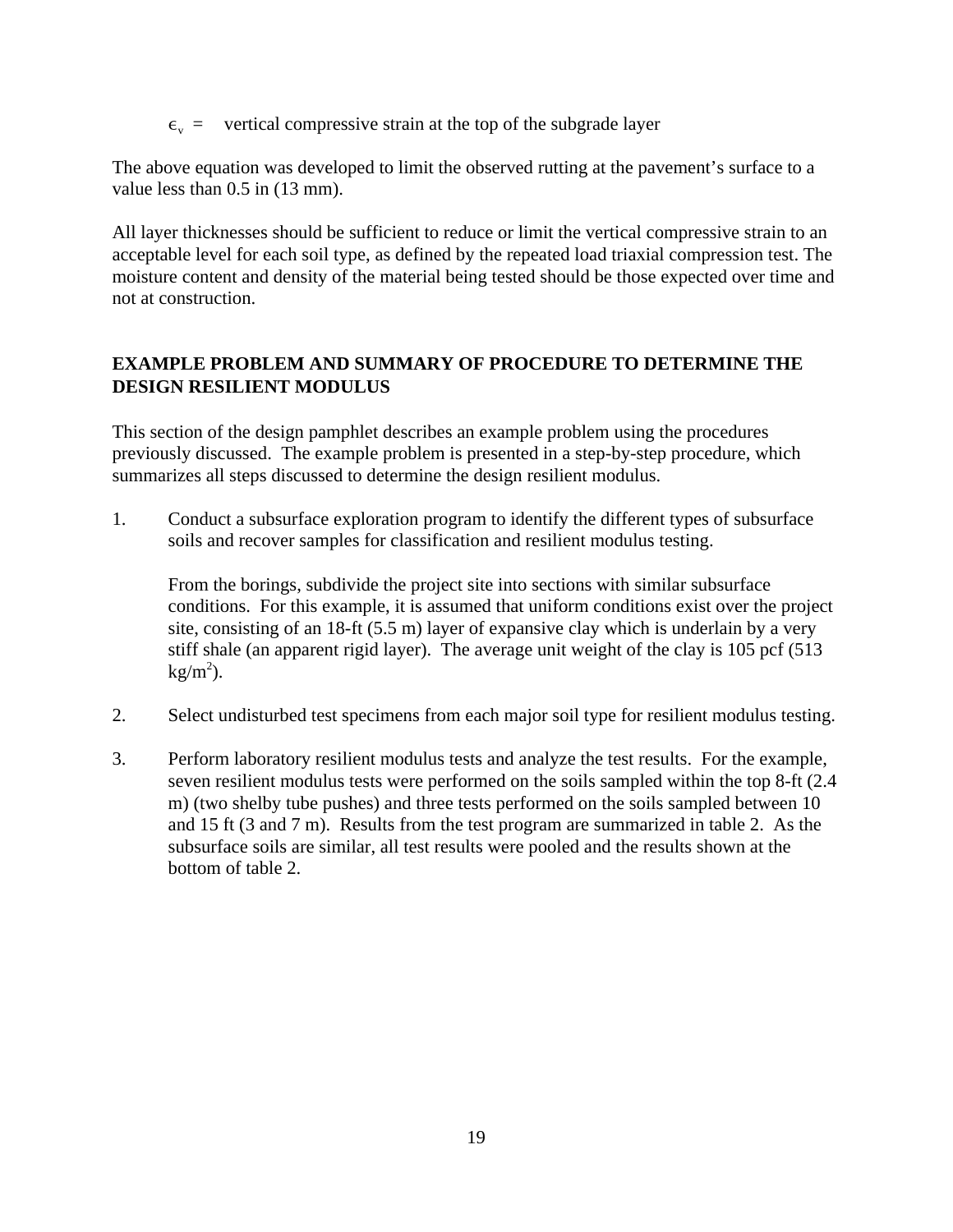$\epsilon_v$ = vertical compressive strain at the top of the subgrade layer

The above equation was developed to limit the observed rutting at the pavement's surface to a value less than 0.5 in (13 mm).

All layer thicknesses should be sufficient to reduce or limit the vertical compressive strain to an acceptable level for each soil type, as defined by the repeated load triaxial compression test. The moisture content and density of the material being tested should be those expected over time and not at construction.

## EXAMPLE PROBLEM AND SUMMARY OF PROCEDURE TO DETERMINE THE DESIGN RESILIENT MODULUS

This section of the design pamphlet describes an example problem using the procedures previously discussed. The example problem is presented in a step-by-step procedure, which summarizes all steps discussed to determine the design resilient modulus.

1. Conduct a subsurface exploration program to identify the different types of subsurface soils and recover samples for classification and resilient modulus testing.

   From the borings, subdivide the project site into sections with similar subsurface conditions. For this example, it is assumed that uniform conditions exist over the project site, consisting of an 18-ft (5.5 m) layer of expansive clay which is underlain by a very stiff shale (an apparent rigid layer). The average unit weight of the clay is 105 pcf (513 $kg/m^2$).

2. Select undisturbed test specimens from each major soil type for resilient modulus testing.

3. Perform laboratory resilient modulus tests and analyze the test results. For the example, seven resilient modulus tests were performed on the soils sampled within the top 8-ft (2.4 m) (two shelby tube pushes) and three tests performed on the soils sampled between 10 and 15 ft (3 and 7 m). Results from the test program are summarized in table 2. As the subsurface soils are similar, all test results were pooled and the results shown at the bottom of table 2.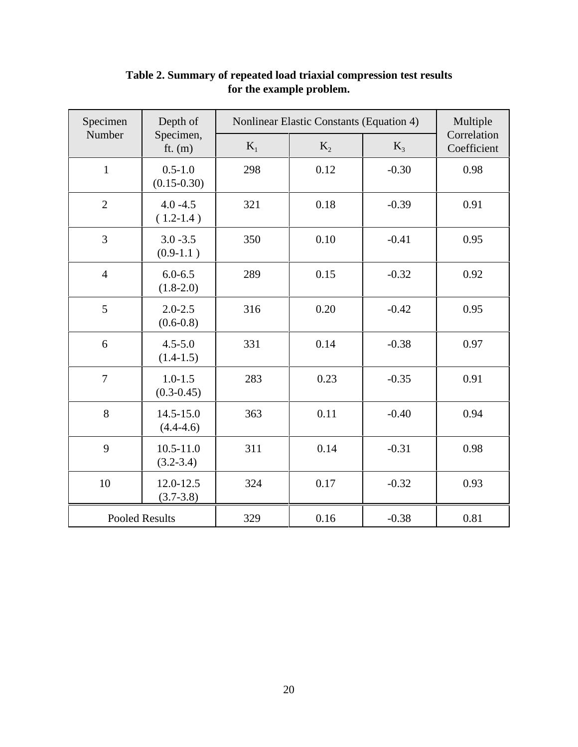**Table 2. Summary of repeated load triaxial compression test results for the example problem.**

| Specimen Number | Depth of Specimen, ft. (m) | Nonlinear Elastic Constants (Equation 4) | | | Multiple Correlation Coefficient |
|---|---|---|---|---|---|
| | | $K_1$ | $K_2$ | $K_3$ | |
| 1 | 0.5-1.0 (0.15-0.30) | 298 | 0.12 | -0.30 | 0.98 |
| 2 | 4.0 -4.5 ( 1.2-1.4 ) | 321 | 0.18 | -0.39 | 0.91 |
| 3 | 3.0 -3.5 (0.9-1.1 ) | 350 | 0.10 | -0.41 | 0.95 |
| 4 | 6.0-6.5 (1.8-2.0) | 289 | 0.15 | -0.32 | 0.92 |
| 5 | 2.0-2.5 (0.6-0.8) | 316 | 0.20 | -0.42 | 0.95 |
| 6 | 4.5-5.0 (1.4-1.5) | 331 | 0.14 | -0.38 | 0.97 |
| 7 | 1.0-1.5 (0.3-0.45) | 283 | 0.23 | -0.35 | 0.91 |
| 8 | 14.5-15.0 (4.4-4.6) | 363 | 0.11 | -0.40 | 0.94 |
| 9 | 10.5-11.0 (3.2-3.4) | 311 | 0.14 | -0.31 | 0.98 |
| 10 | 12.0-12.5 (3.7-3.8) | 324 | 0.17 | -0.32 | 0.93 |
| Pooled Results | | 329 | 0.16 | -0.38 | 0.81 |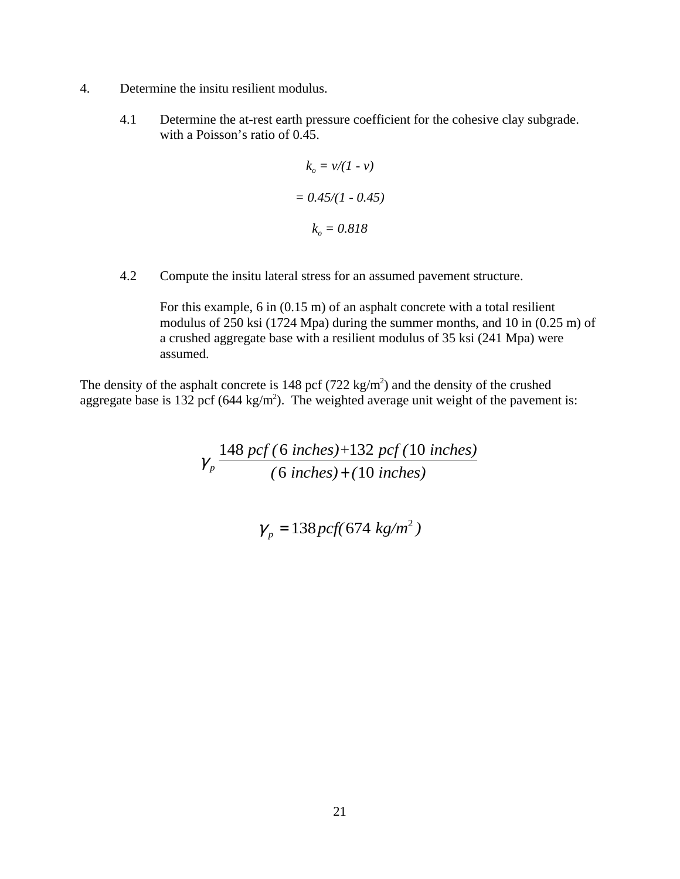4. Determine the insitu resilient modulus.

   4.1 Determine the at-rest earth pressure coefficient for the cohesive clay subgrade. with a Poisson's ratio of 0.45.

$$k_o = v/(1 - v)$$

$$= 0.45/(1 - 0.45)$$

$$k_o = 0.818$$

   4.2 Compute the insitu lateral stress for an assumed pavement structure.

   For this example, 6 in (0.15 m) of an asphalt concrete with a total resilient modulus of 250 ksi (1724 Mpa) during the summer months, and 10 in (0.25 m) of a crushed aggregate base with a resilient modulus of 35 ksi (241 Mpa) were assumed.

The density of the asphalt concrete is 148 pcf (722 kg/m$^2$) and the density of the crushed aggregate base is 132 pcf (644 kg/m$^2$). The weighted average unit weight of the pavement is:

$$\gamma_p \frac{148\ pcf\ (6\ inches) + 132\ pcf\ (10\ inches)}{(6\ inches) + (10\ inches)}$$

$$\gamma_p = 138\, pcf (674\ kg/m^2)$$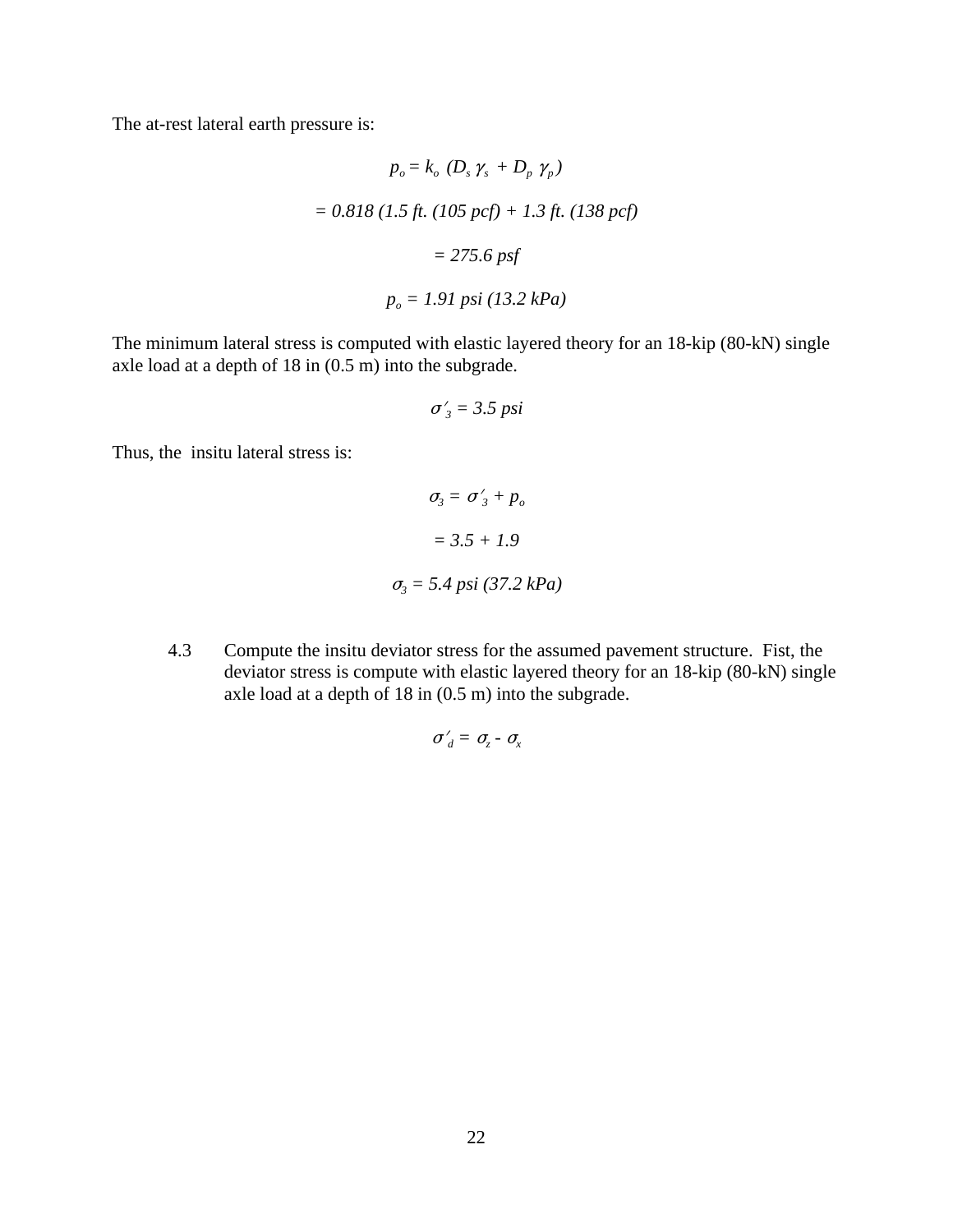The at-rest lateral earth pressure is:

$$p_o = k_o \ (D_s \gamma_s + D_p \ \gamma_p)$$

$$= 0.818 \ (1.5 \text{ ft.} \ (105 \text{ pcf}) + 1.3 \text{ ft.} \ (138 \text{ pcf})$$

$$= 275.6 \text{ psf}$$

$$p_o = 1.91 \text{ psi} \ (13.2 \text{ kPa})$$

The minimum lateral stress is computed with elastic layered theory for an 18-kip (80-kN) single axle load at a depth of 18 in (0.5 m) into the subgrade.

$$\sigma'_3 = 3.5 \text{ psi}$$

Thus, the insitu lateral stress is:

$$\sigma_3 = \sigma'_3 + p_o$$

$$= 3.5 + 1.9$$

$$\sigma_3 = 5.4 \text{ psi} \ (37.2 \text{ kPa})$$

4.3 Compute the insitu deviator stress for the assumed pavement structure. Fist, the deviator stress is compute with elastic layered theory for an 18-kip (80-kN) single axle load at a depth of 18 in (0.5 m) into the subgrade.

$$\sigma'_d = \sigma_z - \sigma_x$$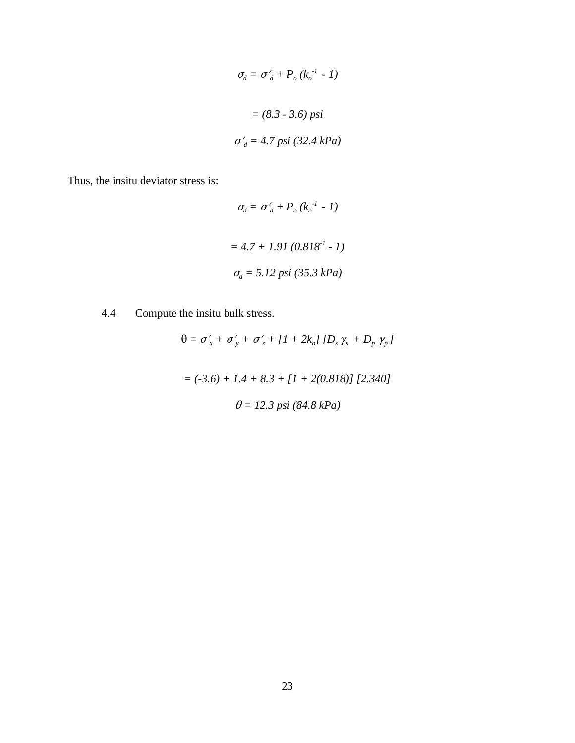$$\sigma_d = \sigma'_d + P_o\,(k_o^{-1} - 1)$$

$$= (8.3 - 3.6)\ psi$$

$$\sigma'_d = 4.7\ psi\ (32.4\ kPa)$$

Thus, the insitu deviator stress is:

$$\sigma_d = \sigma'_d + P_o\,(k_o^{-1} - 1)$$

$$= 4.7 + 1.91\,(0.818^{-1} - 1)$$

$$\sigma_d = 5.12\ psi\ (35.3\ kPa)$$

4.4 Compute the insitu bulk stress.

$$\theta = \sigma'_x + \sigma'_y + \sigma'_z + [1 + 2k_o]\,[D_s\,\gamma_s + D_p\,\gamma_p]$$

$$= (-3.6) + 1.4 + 8.3 + [1 + 2(0.818)]\,[2.340]$$

$$\theta = 12.3\ psi\ (84.8\ kPa)$$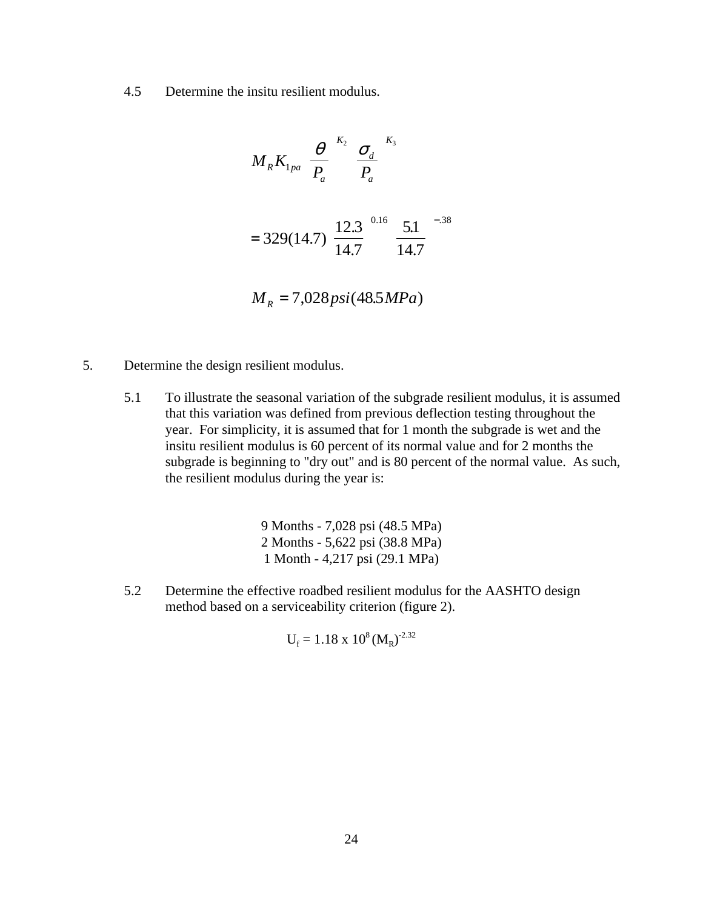4.5 Determine the insitu resilient modulus.

$$M_R K_{1pa} \left(\frac{\theta}{P_a}\right)^{K_2} \left(\frac{\sigma_d}{P_a}\right)^{K_3}$$

$$= 329(14.7)\left(\frac{12.3}{14.7}\right)^{0.16}\left(\frac{5.1}{14.7}\right)^{-.38}$$

$$M_R = 7{,}028\,psi(48.5\,MPa)$$

5. Determine the design resilient modulus.

5.1 To illustrate the seasonal variation of the subgrade resilient modulus, it is assumed that this variation was defined from previous deflection testing throughout the year. For simplicity, it is assumed that for 1 month the subgrade is wet and the insitu resilient modulus is 60 percent of its normal value and for 2 months the subgrade is beginning to "dry out" and is 80 percent of the normal value. As such, the resilient modulus during the year is:

9 Months - 7,028 psi (48.5 MPa)
2 Months - 5,622 psi (38.8 MPa)
1 Month - 4,217 psi (29.1 MPa)

5.2 Determine the effective roadbed resilient modulus for the AASHTO design method based on a serviceability criterion (figure 2).

$$U_f = 1.18 \times 10^8 (M_R)^{-2.32}$$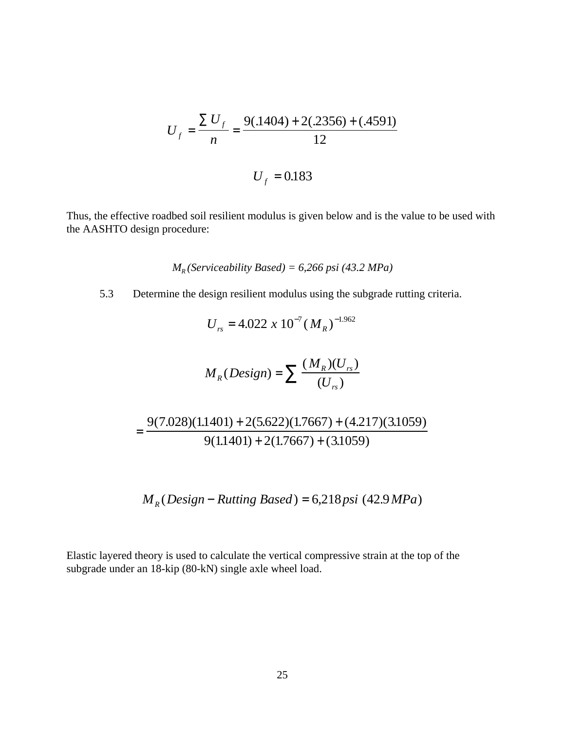$$U_f = \frac{\sum U_f}{n} = \frac{9(.1404) + 2(.2356) + (.4591)}{12}$$

$$U_f = 0.183$$

Thus, the effective roadbed soil resilient modulus is given below and is the value to be used with the AASHTO design procedure:

*$M_R$ (Serviceability Based) = 6,266 psi (43.2 MPa)*

5.3 Determine the design resilient modulus using the subgrade rutting criteria.

$$U_{rs} = 4.022 \ x \ 10^{-7} (M_R)^{-1.962}$$

$$M_R(Design) = \sum \frac{(M_R)(U_{rs})}{(U_{rs})}$$

$$= \frac{9(7.028)(1.1401) + 2(5.622)(1.7667) + (4.217)(3.1059)}{9(1.1401) + 2(1.7667) + (3.1059)}$$

$$M_R(Design - Rutting\ Based) = 6{,}218\, psi\ (42.9\, MPa)$$

Elastic layered theory is used to calculate the vertical compressive strain at the top of the subgrade under an 18-kip (80-kN) single axle wheel load.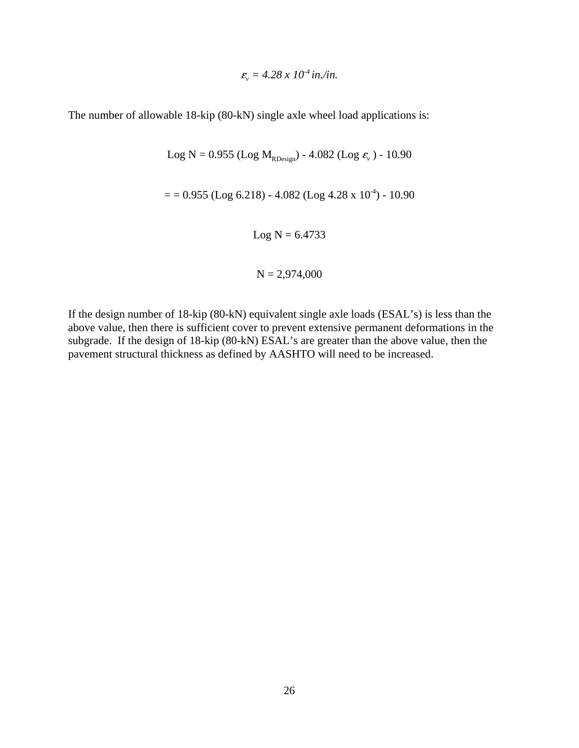$$\varepsilon_v = 4.28 \times 10^{-4} \text{ in./in.}$$

The number of allowable 18-kip (80-kN) single axle wheel load applications is:

$$\text{Log N} = 0.955 \left(\text{Log } M_{RDesign}\right) - 4.082 \left(\text{Log } \varepsilon_v\right) - 10.90$$

$$= = 0.955 \left(\text{Log } 6.218\right) - 4.082 \left(\text{Log } 4.28 \times 10^{-4}\right) - 10.90$$

$$\text{Log N} = 6.4733$$

$$\text{N} = 2{,}974{,}000$$

If the design number of 18-kip (80-kN) equivalent single axle loads (ESAL's) is less than the above value, then there is sufficient cover to prevent extensive permanent deformations in the subgrade. If the design of 18-kip (80-kN) ESAL's are greater than the above value, then the pavement structural thickness as defined by AASHTO will need to be increased.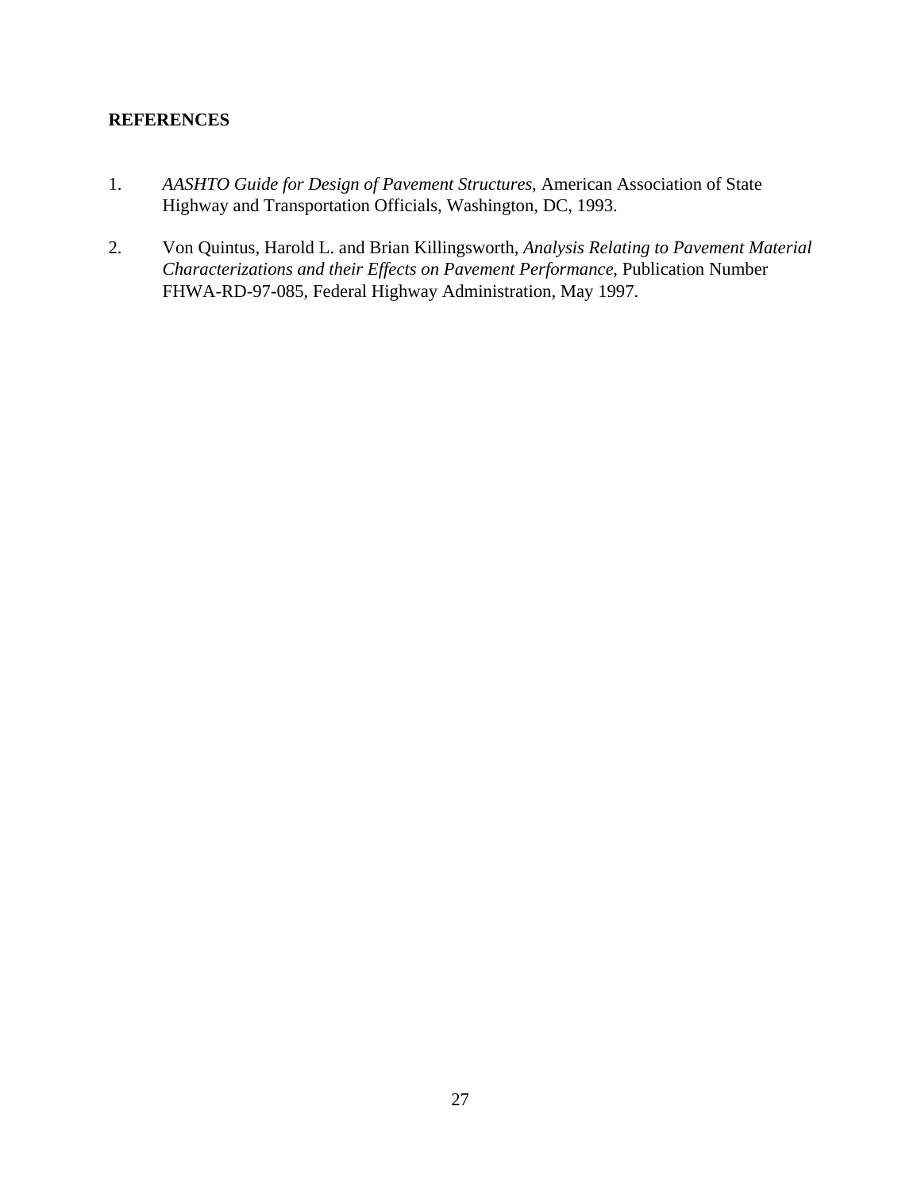## REFERENCES

1. *AASHTO Guide for Design of Pavement Structures*, American Association of State Highway and Transportation Officials, Washington, DC, 1993.

2. Von Quintus, Harold L. and Brian Killingsworth, *Analysis Relating to Pavement Material Characterizations and their Effects on Pavement Performance*, Publication Number FHWA-RD-97-085, Federal Highway Administration, May 1997.